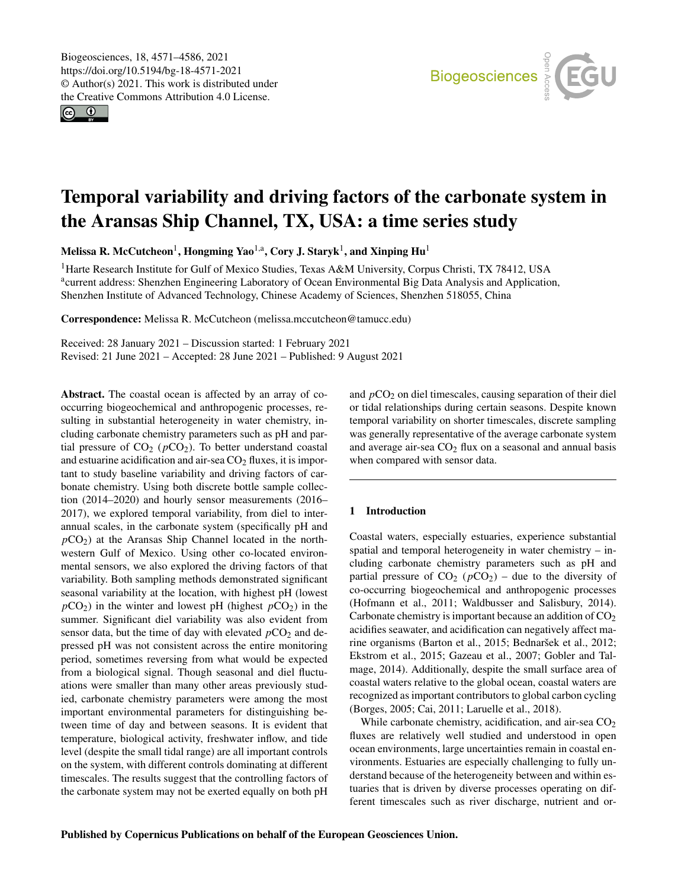# Temporal variability and driving factors of the carbonate system in the Aransas Ship Channel, TX, USA: a time series study

**Melissa R. McCutcheon[1], Hongming Yao[1,a], Cory J. Staryk[1], and Xinping Hu[1]**

[1]Harte Research Institute for Gulf of Mexico Studies, Texas A&M University, Corpus Christi, TX 78412, USA
[a]current address: Shenzhen Engineering Laboratory of Ocean Environmental Big Data Analysis and Application, Shenzhen Institute of Advanced Technology, Chinese Academy of Sciences, Shenzhen 518055, China

**Correspondence:** Melissa R. McCutcheon (melissa.mccutcheon@tamucc.edu)

Received: 28 January 2021 – Discussion started: 1 February 2021
Revised: 21 June 2021 – Accepted: 28 June 2021 – Published: 9 August 2021

**Abstract.** The coastal ocean is affected by an array of co-occurring biogeochemical and anthropogenic processes, resulting in substantial heterogeneity in water chemistry, including carbonate chemistry parameters such as pH and partial pressure of $CO_2$ ($pCO_2$). To better understand coastal and estuarine acidification and air-sea $CO_2$ fluxes, it is important to study baseline variability and driving factors of carbonate chemistry. Using both discrete bottle sample collection (2014–2020) and hourly sensor measurements (2016–2017), we explored temporal variability, from diel to interannual scales, in the carbonate system (specifically pH and $pCO_2$) at the Aransas Ship Channel located in the northwestern Gulf of Mexico. Using other co-located environmental sensors, we also explored the driving factors of that variability. Both sampling methods demonstrated significant seasonal variability at the location, with highest pH (lowest $pCO_2$) in the winter and lowest pH (highest $pCO_2$) in the summer. Significant diel variability was also evident from sensor data, but the time of day with elevated $pCO_2$ and depressed pH was not consistent across the entire monitoring period, sometimes reversing from what would be expected from a biological signal. Though seasonal and diel fluctuations were smaller than many other areas previously studied, carbonate chemistry parameters were among the most important environmental parameters for distinguishing between time of day and between seasons. It is evident that temperature, biological activity, freshwater inflow, and tide level (despite the small tidal range) are all important controls on the system, with different controls dominating at different timescales. The results suggest that the controlling factors of the carbonate system may not be exerted equally on both pH and $pCO_2$ on diel timescales, causing separation of their diel or tidal relationships during certain seasons. Despite known temporal variability on shorter timescales, discrete sampling was generally representative of the average carbonate system and average air-sea $CO_2$ flux on a seasonal and annual basis when compared with sensor data.

## 1 Introduction

Coastal waters, especially estuaries, experience substantial spatial and temporal heterogeneity in water chemistry – including carbonate chemistry parameters such as pH and partial pressure of $CO_2$ ($pCO_2$) – due to the diversity of co-occurring biogeochemical and anthropogenic processes (Hofmann et al., 2011; Waldbusser and Salisbury, 2014). Carbonate chemistry is important because an addition of $CO_2$ acidifies seawater, and acidification can negatively affect marine organisms (Barton et al., 2015; Bednaršek et al., 2012; Ekstrom et al., 2015; Gazeau et al., 2007; Gobler and Talmage, 2014). Additionally, despite the small surface area of coastal waters relative to the global ocean, coastal waters are recognized as important contributors to global carbon cycling (Borges, 2005; Cai, 2011; Laruelle et al., 2018).

While carbonate chemistry, acidification, and air-sea $CO_2$ fluxes are relatively well studied and understood in open ocean environments, large uncertainties remain in coastal environments. Estuaries are especially challenging to fully understand because of the heterogeneity between and within estuaries that is driven by diverse processes operating on different timescales such as river discharge, nutrient and or-

Published by Copernicus Publications on behalf of the European Geosciences Union.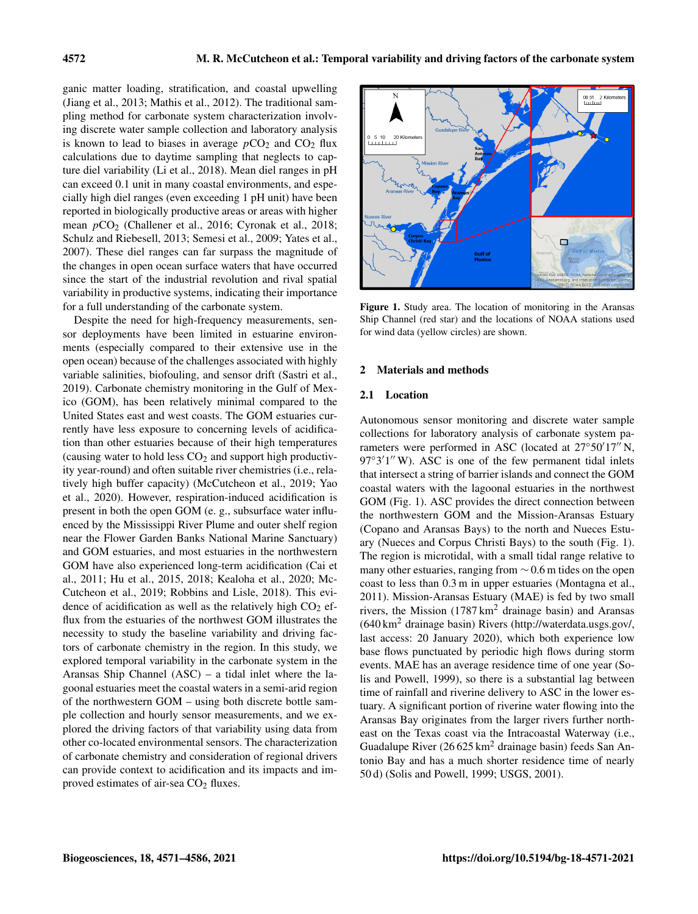ganic matter loading, stratification, and coastal upwelling (Jiang et al., 2013; Mathis et al., 2012). The traditional sampling method for carbonate system characterization involving discrete water sample collection and laboratory analysis is known to lead to biases in average $p\text{CO}_2$ and $\text{CO}_2$ flux calculations due to daytime sampling that neglects to capture diel variability (Li et al., 2018). Mean diel ranges in pH can exceed 0.1 unit in many coastal environments, and especially high diel ranges (even exceeding 1 pH unit) have been reported in biologically productive areas or areas with higher mean $p\text{CO}_2$ (Challener et al., 2016; Cyronak et al., 2018; Schulz and Riebesell, 2013; Semesi et al., 2009; Yates et al., 2007). These diel ranges can far surpass the magnitude of the changes in open ocean surface waters that have occurred since the start of the industrial revolution and rival spatial variability in productive systems, indicating their importance for a full understanding of the carbonate system.

Despite the need for high-frequency measurements, sensor deployments have been limited in estuarine environments (especially compared to their extensive use in the open ocean) because of the challenges associated with highly variable salinities, biofouling, and sensor drift (Sastri et al., 2019). Carbonate chemistry monitoring in the Gulf of Mexico (GOM), has been relatively minimal compared to the United States east and west coasts. The GOM estuaries currently have less exposure to concerning levels of acidification than other estuaries because of their high temperatures (causing water to hold less $\text{CO}_2$ and support high productivity year-round) and often suitable river chemistries (i.e., relatively high buffer capacity) (McCutcheon et al., 2019; Yao et al., 2020). However, respiration-induced acidification is present in both the open GOM (e. g., subsurface water influenced by the Mississippi River Plume and outer shelf region near the Flower Garden Banks National Marine Sanctuary) and GOM estuaries, and most estuaries in the northwestern GOM have also experienced long-term acidification (Cai et al., 2011; Hu et al., 2015, 2018; Kealoha et al., 2020; McCutcheon et al., 2019; Robbins and Lisle, 2018). This evidence of acidification as well as the relatively high $\text{CO}_2$ efflux from the estuaries of the northwest GOM illustrates the necessity to study the baseline variability and driving factors of carbonate chemistry in the region. In this study, we explored temporal variability in the carbonate system in the Aransas Ship Channel (ASC) – a tidal inlet where the lagoonal estuaries meet the coastal waters in a semi-arid region of the northwestern GOM – using both discrete bottle sample collection and hourly sensor measurements, and we explored the driving factors of that variability using data from other co-located environmental sensors. The characterization of carbonate chemistry and consideration of regional drivers can provide context to acidification and its impacts and improved estimates of air-sea $\text{CO}_2$ fluxes.

**Figure 1.** Study area. The location of monitoring in the Aransas Ship Channel (red star) and the locations of NOAA stations used for wind data (yellow circles) are shown.

## 2 Materials and methods

### 2.1 Location

Autonomous sensor monitoring and discrete water sample collections for laboratory analysis of carbonate system parameters were performed in ASC (located at 27°50′17″ N, 97°3′1″ W). ASC is one of the few permanent tidal inlets that intersect a string of barrier islands and connect the GOM coastal waters with the lagoonal estuaries in the northwest GOM (Fig. 1). ASC provides the direct connection between the northwestern GOM and the Mission-Aransas Estuary (Copano and Aransas Bays) to the north and Nueces Estuary (Nueces and Corpus Christi Bays) to the south (Fig. 1). The region is microtidal, with a small tidal range relative to many other estuaries, ranging from ∼ 0.6 m tides on the open coast to less than 0.3 m in upper estuaries (Montagna et al., 2011). Mission-Aransas Estuary (MAE) is fed by two small rivers, the Mission (1787 $\text{km}^2$ drainage basin) and Aransas (640 $\text{km}^2$ drainage basin) Rivers (http://waterdata.usgs.gov/, last access: 20 January 2020), which both experience low base flows punctuated by periodic high flows during storm events. MAE has an average residence time of one year (Solis and Powell, 1999), so there is a substantial lag between time of rainfall and riverine delivery to ASC in the lower estuary. A significant portion of riverine water flowing into the Aransas Bay originates from the larger rivers further northeast on the Texas coast via the Intracoastal Waterway (i.e., Guadalupe River (26 625 $\text{km}^2$ drainage basin) feeds San Antonio Bay and has a much shorter residence time of nearly 50 d) (Solis and Powell, 1999; USGS, 2001).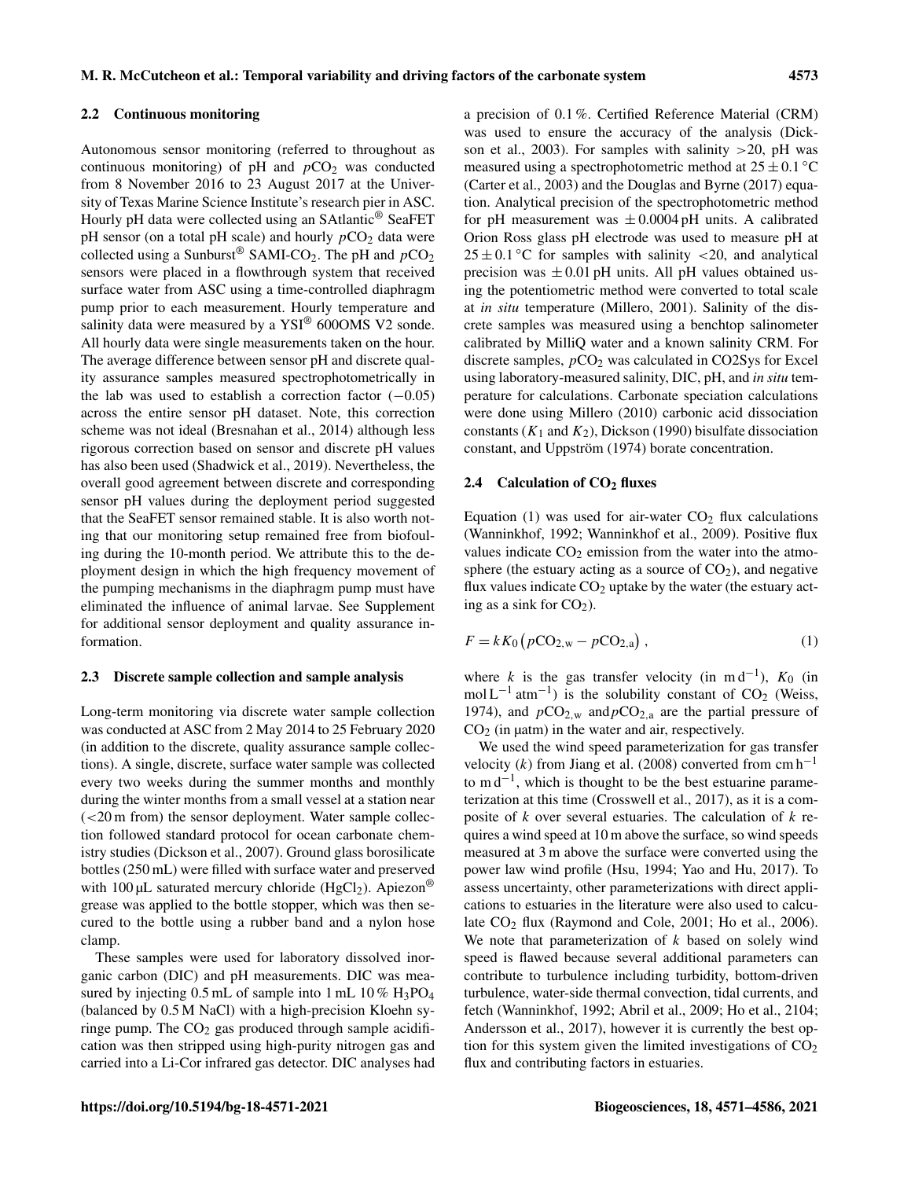### 2.2 Continuous monitoring

Autonomous sensor monitoring (referred to throughout as continuous monitoring) of pH and $pCO_2$ was conducted from 8 November 2016 to 23 August 2017 at the University of Texas Marine Science Institute's research pier in ASC. Hourly pH data were collected using an SAtlantic® SeaFET pH sensor (on a total pH scale) and hourly $pCO_2$ data were collected using a Sunburst® SAMI-$CO_2$. The pH and $pCO_2$ sensors were placed in a flowthrough system that received surface water from ASC using a time-controlled diaphragm pump prior to each measurement. Hourly temperature and salinity data were measured by a YSI® 600OMS V2 sonde. All hourly data were single measurements taken on the hour. The average difference between sensor pH and discrete quality assurance samples measured spectrophotometrically in the lab was used to establish a correction factor ($-0.05$) across the entire sensor pH dataset. Note, this correction scheme was not ideal (Bresnahan et al., 2014) although less rigorous correction based on sensor and discrete pH values has also been used (Shadwick et al., 2019). Nevertheless, the overall good agreement between discrete and corresponding sensor pH values during the deployment period suggested that the SeaFET sensor remained stable. It is also worth noting that our monitoring setup remained free from biofouling during the 10-month period. We attribute this to the deployment design in which the high frequency movement of the pumping mechanisms in the diaphragm pump must have eliminated the influence of animal larvae. See Supplement for additional sensor deployment and quality assurance information.

### 2.3 Discrete sample collection and sample analysis

Long-term monitoring via discrete water sample collection was conducted at ASC from 2 May 2014 to 25 February 2020 (in addition to the discrete, quality assurance sample collections). A single, discrete, surface water sample was collected every two weeks during the summer months and monthly during the winter months from a small vessel at a station near (<20 m from) the sensor deployment. Water sample collection followed standard protocol for ocean carbonate chemistry studies (Dickson et al., 2007). Ground glass borosilicate bottles (250 mL) were filled with surface water and preserved with 100 µL saturated mercury chloride ($HgCl_2$). Apiezon® grease was applied to the bottle stopper, which was then secured to the bottle using a rubber band and a nylon hose clamp.

These samples were used for laboratory dissolved inorganic carbon (DIC) and pH measurements. DIC was measured by injecting 0.5 mL of sample into 1 mL 10 % $H_3PO_4$ (balanced by 0.5 M NaCl) with a high-precision Kloehn syringe pump. The $CO_2$ gas produced through sample acidification was then stripped using high-purity nitrogen gas and carried into a Li-Cor infrared gas detector. DIC analyses had a precision of 0.1 %. Certified Reference Material (CRM) was used to ensure the accuracy of the analysis (Dickson et al., 2003). For samples with salinity >20, pH was measured using a spectrophotometric method at $25 \pm 0.1$ °C (Carter et al., 2003) and the Douglas and Byrne (2017) equation. Analytical precision of the spectrophotometric method for pH measurement was $\pm 0.0004$ pH units. A calibrated Orion Ross glass pH electrode was used to measure pH at $25 \pm 0.1$ °C for samples with salinity <20, and analytical precision was $\pm 0.01$ pH units. All pH values obtained using the potentiometric method were converted to total scale at *in situ* temperature (Millero, 2001). Salinity of the discrete samples was measured using a benchtop salinometer calibrated by MilliQ water and a known salinity CRM. For discrete samples, $pCO_2$ was calculated in CO2Sys for Excel using laboratory-measured salinity, DIC, pH, and *in situ* temperature for calculations. Carbonate speciation calculations were done using Millero (2010) carbonic acid dissociation constants ($K_1$ and $K_2$), Dickson (1990) bisulfate dissociation constant, and Uppström (1974) borate concentration.

### 2.4 Calculation of $CO_2$ fluxes

Equation (1) was used for air-water $CO_2$ flux calculations (Wanninkhof, 1992; Wanninkhof et al., 2009). Positive flux values indicate $CO_2$ emission from the water into the atmosphere (the estuary acting as a source of $CO_2$), and negative flux values indicate $CO_2$ uptake by the water (the estuary acting as a sink for $CO_2$).

$$F = kK_0 \left( pCO_{2,w} - pCO_{2,a} \right), \tag{1}$$

where $k$ is the gas transfer velocity (in m d$^{-1}$), $K_0$ (in mol L$^{-1}$ atm$^{-1}$) is the solubility constant of $CO_2$ (Weiss, 1974), and $pCO_{2,w}$ and $pCO_{2,a}$ are the partial pressure of $CO_2$ (in µatm) in the water and air, respectively.

We used the wind speed parameterization for gas transfer velocity ($k$) from Jiang et al. (2008) converted from cm h$^{-1}$ to m d$^{-1}$, which is thought to be the best estuarine parameterization at this time (Crosswell et al., 2017), as it is a composite of $k$ over several estuaries. The calculation of $k$ requires a wind speed at 10 m above the surface, so wind speeds measured at 3 m above the surface were converted using the power law wind profile (Hsu, 1994; Yao and Hu, 2017). To assess uncertainty, other parameterizations with direct applications to estuaries in the literature were also used to calculate $CO_2$ flux (Raymond and Cole, 2001; Ho et al., 2006). We note that parameterization of $k$ based on solely wind speed is flawed because several additional parameters can contribute to turbulence including turbidity, bottom-driven turbulence, water-side thermal convection, tidal currents, and fetch (Wanninkhof, 1992; Abril et al., 2009; Ho et al., 2104; Andersson et al., 2017), however it is currently the best option for this system given the limited investigations of $CO_2$ flux and contributing factors in estuaries.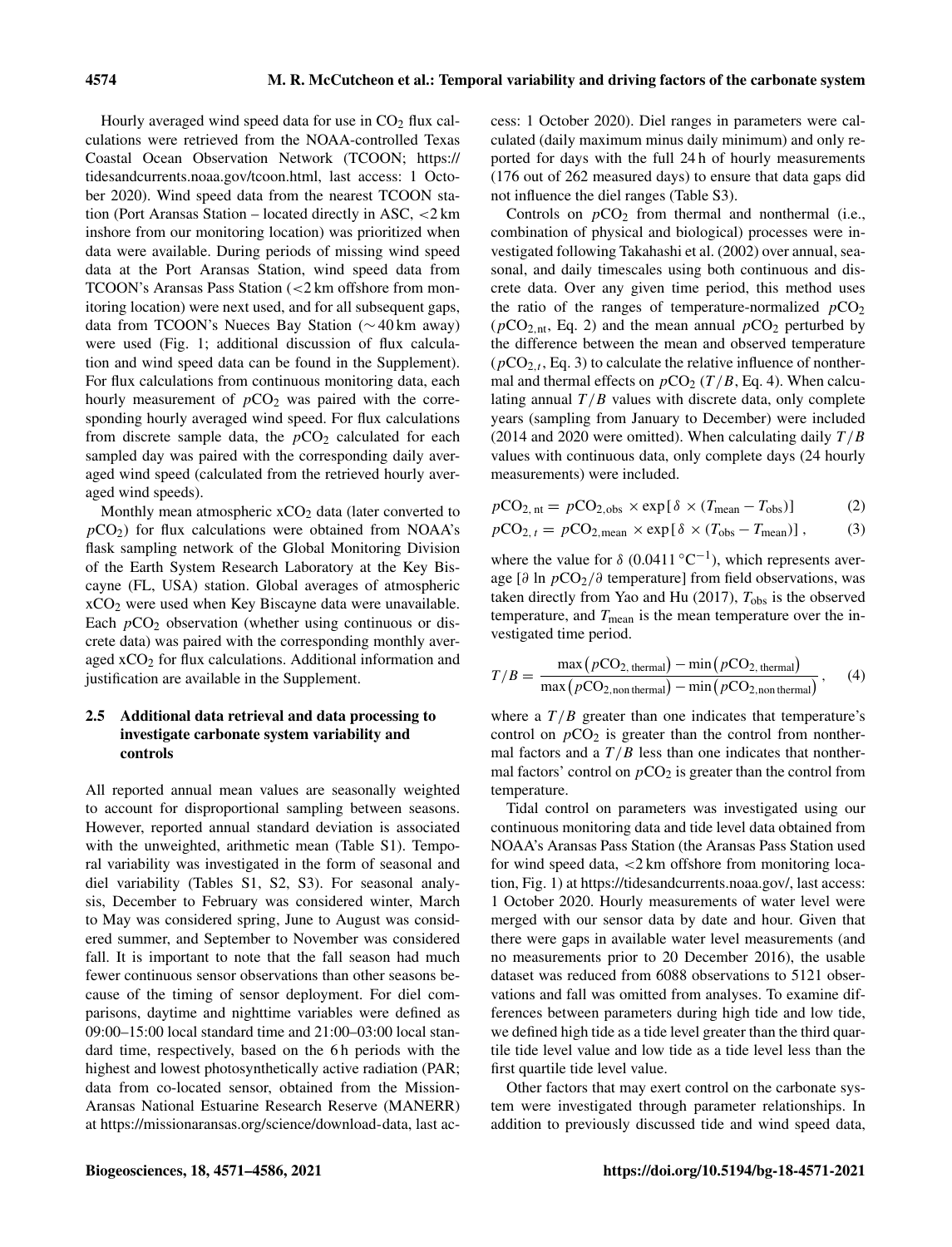Hourly averaged wind speed data for use in $CO_2$ flux calculations were retrieved from the NOAA-controlled Texas Coastal Ocean Observation Network (TCOON; https://tidesandcurrents.noaa.gov/tcoon.html, last access: 1 October 2020). Wind speed data from the nearest TCOON station (Port Aransas Station – located directly in ASC, <2 km inshore from our monitoring location) was prioritized when data were available. During periods of missing wind speed data at the Port Aransas Station, wind speed data from TCOON's Aransas Pass Station (<2 km offshore from monitoring location) were next used, and for all subsequent gaps, data from TCOON's Nueces Bay Station (∼40 km away) were used (Fig. 1; additional discussion of flux calculation and wind speed data can be found in the Supplement). For flux calculations from continuous monitoring data, each hourly measurement of $p\mathrm{CO_2}$ was paired with the corresponding hourly averaged wind speed. For flux calculations from discrete sample data, the $p\mathrm{CO_2}$ calculated for each sampled day was paired with the corresponding daily averaged wind speed (calculated from the retrieved hourly averaged wind speeds).

Monthly mean atmospheric $x\mathrm{CO_2}$ data (later converted to $p\mathrm{CO_2}$) for flux calculations were obtained from NOAA's flask sampling network of the Global Monitoring Division of the Earth System Research Laboratory at the Key Biscayne (FL, USA) station. Global averages of atmospheric $x\mathrm{CO_2}$ were used when Key Biscayne data were unavailable. Each $p\mathrm{CO_2}$ observation (whether using continuous or discrete data) was paired with the corresponding monthly averaged $x\mathrm{CO_2}$ for flux calculations. Additional information and justification are available in the Supplement.

### 2.5 Additional data retrieval and data processing to investigate carbonate system variability and controls

All reported annual mean values are seasonally weighted to account for disproportional sampling between seasons. However, reported annual standard deviation is associated with the unweighted, arithmetic mean (Table S1). Temporal variability was investigated in the form of seasonal and diel variability (Tables S1, S2, S3). For seasonal analysis, December to February was considered winter, March to May was considered spring, June to August was considered summer, and September to November was considered fall. It is important to note that the fall season had much fewer continuous sensor observations than other seasons because of the timing of sensor deployment. For diel comparisons, daytime and nighttime variables were defined as 09:00–15:00 local standard time and 21:00–03:00 local standard time, respectively, based on the 6 h periods with the highest and lowest photosynthetically active radiation (PAR; data from co-located sensor, obtained from the Mission-Aransas National Estuarine Research Reserve (MANERR) at https://missionaransas.org/science/download-data, last access: 1 October 2020). Diel ranges in parameters were calculated (daily maximum minus daily minimum) and only reported for days with the full 24 h of hourly measurements (176 out of 262 measured days) to ensure that data gaps did not influence the diel ranges (Table S3).

Controls on $p\mathrm{CO_2}$ from thermal and nonthermal (i.e., combination of physical and biological) processes were investigated following Takahashi et al. (2002) over annual, seasonal, and daily timescales using both continuous and discrete data. Over any given time period, this method uses the ratio of the ranges of temperature-normalized $p\mathrm{CO_2}$ ($p\mathrm{CO_{2,nt}}$, Eq. 2) and the mean annual $p\mathrm{CO_2}$ perturbed by the difference between the mean and observed temperature ($p\mathrm{CO}_{2,t}$, Eq. 3) to calculate the relative influence of nonthermal and thermal effects on $p\mathrm{CO_2}$ ($T/B$, Eq. 4). When calculating annual $T/B$ values with discrete data, only complete years (sampling from January to December) were included (2014 and 2020 were omitted). When calculating daily $T/B$ values with continuous data, only complete days (24 hourly measurements) were included.

$$p\mathrm{CO}_{2,\,\mathrm{nt}} = p\mathrm{CO}_{2,\mathrm{obs}} \times \exp\left[\delta \times (T_{\mathrm{mean}} - T_{\mathrm{obs}})\right] \tag{2}$$

$$p\mathrm{CO}_{2,\,t} = p\mathrm{CO}_{2,\mathrm{mean}} \times \exp\left[\delta \times (T_{\mathrm{obs}} - T_{\mathrm{mean}})\right], \tag{3}$$

where the value for $\delta$ (0.0411 °C$^{-1}$), which represents average [$\partial \ln p\mathrm{CO_2}/\partial$ temperature] from field observations, was taken directly from Yao and Hu (2017), $T_{\mathrm{obs}}$ is the observed temperature, and $T_{\mathrm{mean}}$ is the mean temperature over the investigated time period.

$$T/B = \frac{\max\left(p\mathrm{CO}_{2,\,\mathrm{thermal}}\right) - \min\left(p\mathrm{CO}_{2,\,\mathrm{thermal}}\right)}{\max\left(p\mathrm{CO}_{2,\mathrm{non\,thermal}}\right) - \min\left(p\mathrm{CO}_{2,\mathrm{non\,thermal}}\right)}, \tag{4}$$

where a $T/B$ greater than one indicates that temperature's control on $p\mathrm{CO_2}$ is greater than the control from nonthermal factors and a $T/B$ less than one indicates that nonthermal factors' control on $p\mathrm{CO_2}$ is greater than the control from temperature.

Tidal control on parameters was investigated using our continuous monitoring data and tide level data obtained from NOAA's Aransas Pass Station (the Aransas Pass Station used for wind speed data, <2 km offshore from monitoring location, Fig. 1) at https://tidesandcurrents.noaa.gov/, last access: 1 October 2020. Hourly measurements of water level were merged with our sensor data by date and hour. Given that there were gaps in available water level measurements (and no measurements prior to 20 December 2016), the usable dataset was reduced from 6088 observations to 5121 observations and fall was omitted from analyses. To examine differences between parameters during high tide and low tide, we defined high tide as a tide level greater than the third quartile tide level value and low tide as a tide level less than the first quartile tide level value.

Other factors that may exert control on the carbonate system were investigated through parameter relationships. In addition to previously discussed tide and wind speed data,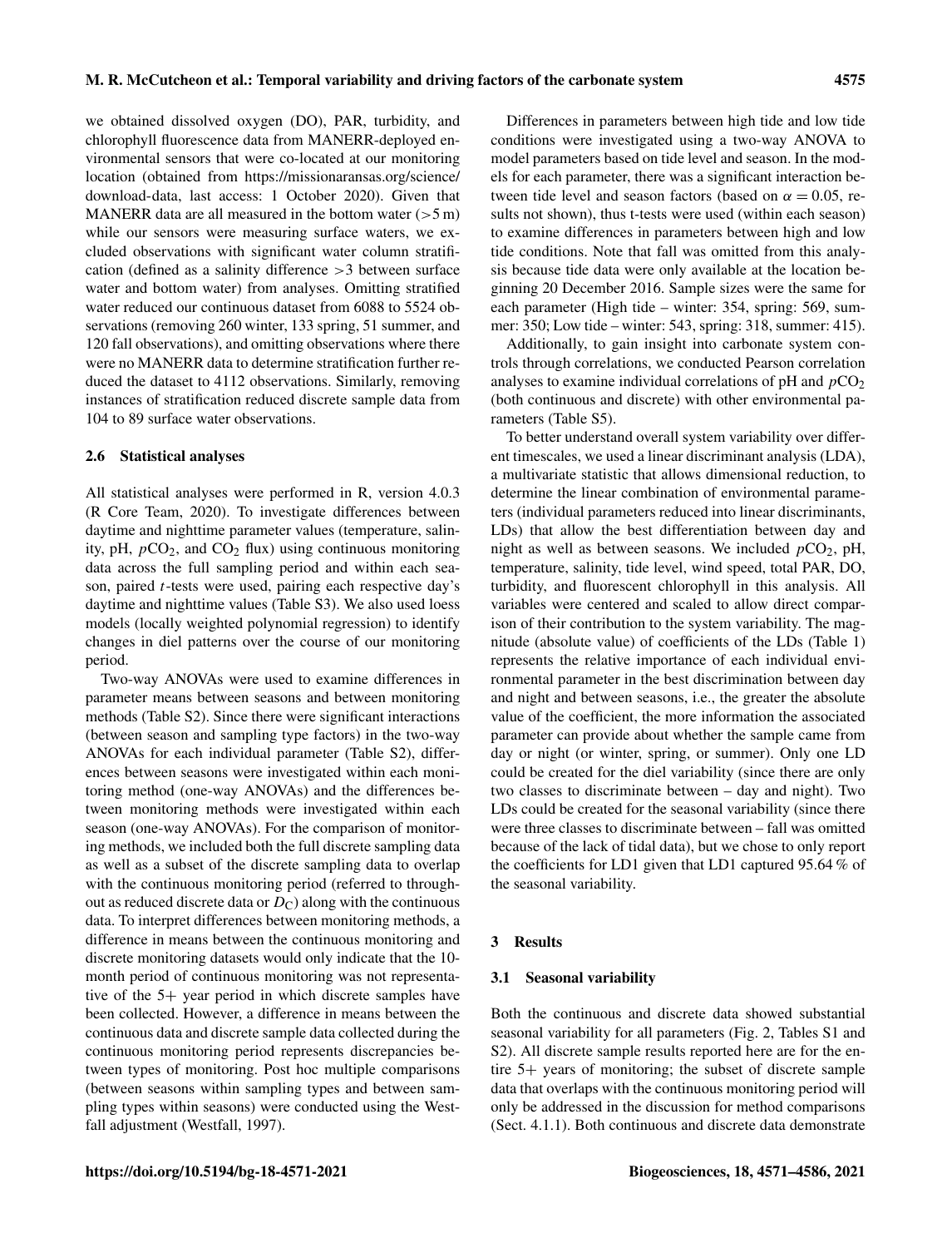we obtained dissolved oxygen (DO), PAR, turbidity, and chlorophyll fluorescence data from MANERR-deployed environmental sensors that were co-located at our monitoring location (obtained from https://missionaransas.org/science/download-data, last access: 1 October 2020). Given that MANERR data are all measured in the bottom water (>5 m) while our sensors were measuring surface waters, we excluded observations with significant water column stratification (defined as a salinity difference >3 between surface water and bottom water) from analyses. Omitting stratified water reduced our continuous dataset from 6088 to 5524 observations (removing 260 winter, 133 spring, 51 summer, and 120 fall observations), and omitting observations where there were no MANERR data to determine stratification further reduced the dataset to 4112 observations. Similarly, removing instances of stratification reduced discrete sample data from 104 to 89 surface water observations.

### 2.6 Statistical analyses

All statistical analyses were performed in R, version 4.0.3 (R Core Team, 2020). To investigate differences between daytime and nighttime parameter values (temperature, salinity, pH, $pCO_2$, and $CO_2$ flux) using continuous monitoring data across the full sampling period and within each season, paired $t$-tests were used, pairing each respective day's daytime and nighttime values (Table S3). We also used loess models (locally weighted polynomial regression) to identify changes in diel patterns over the course of our monitoring period.

Two-way ANOVAs were used to examine differences in parameter means between seasons and between monitoring methods (Table S2). Since there were significant interactions (between season and sampling type factors) in the two-way ANOVAs for each individual parameter (Table S2), differences between seasons were investigated within each monitoring method (one-way ANOVAs) and the differences between monitoring methods were investigated within each season (one-way ANOVAs). For the comparison of monitoring methods, we included both the full discrete sampling data as well as a subset of the discrete sampling data to overlap with the continuous monitoring period (referred to throughout as reduced discrete data or $D_C$) along with the continuous data. To interpret differences between monitoring methods, a difference in means between the continuous monitoring and discrete monitoring datasets would only indicate that the 10-month period of continuous monitoring was not representative of the 5+ year period in which discrete samples have been collected. However, a difference in means between the continuous data and discrete sample data collected during the continuous monitoring period represents discrepancies between types of monitoring. Post hoc multiple comparisons (between seasons within sampling types and between sampling types within seasons) were conducted using the Westfall adjustment (Westfall, 1997).

Differences in parameters between high tide and low tide conditions were investigated using a two-way ANOVA to model parameters based on tide level and season. In the models for each parameter, there was a significant interaction between tide level and season factors (based on $\alpha = 0.05$, results not shown), thus t-tests were used (within each season) to examine differences in parameters between high and low tide conditions. Note that fall was omitted from this analysis because tide data were only available at the location beginning 20 December 2016. Sample sizes were the same for each parameter (High tide – winter: 354, spring: 569, summer: 350; Low tide – winter: 543, spring: 318, summer: 415).

Additionally, to gain insight into carbonate system controls through correlations, we conducted Pearson correlation analyses to examine individual correlations of pH and $pCO_2$ (both continuous and discrete) with other environmental parameters (Table S5).

To better understand overall system variability over different timescales, we used a linear discriminant analysis (LDA), a multivariate statistic that allows dimensional reduction, to determine the linear combination of environmental parameters (individual parameters reduced into linear discriminants, LDs) that allow the best differentiation between day and night as well as between seasons. We included $pCO_2$, pH, temperature, salinity, tide level, wind speed, total PAR, DO, turbidity, and fluorescent chlorophyll in this analysis. All variables were centered and scaled to allow direct comparison of their contribution to the system variability. The magnitude (absolute value) of coefficients of the LDs (Table 1) represents the relative importance of each individual environmental parameter in the best discrimination between day and night and between seasons, i.e., the greater the absolute value of the coefficient, the more information the associated parameter can provide about whether the sample came from day or night (or winter, spring, or summer). Only one LD could be created for the diel variability (since there are only two classes to discriminate between – day and night). Two LDs could be created for the seasonal variability (since there were three classes to discriminate between – fall was omitted because of the lack of tidal data), but we chose to only report the coefficients for LD1 given that LD1 captured 95.64 % of the seasonal variability.

## 3 Results

### 3.1 Seasonal variability

Both the continuous and discrete data showed substantial seasonal variability for all parameters (Fig. 2, Tables S1 and S2). All discrete sample results reported here are for the entire 5+ years of monitoring; the subset of discrete sample data that overlaps with the continuous monitoring period will only be addressed in the discussion for method comparisons (Sect. 4.1.1). Both continuous and discrete data demonstrate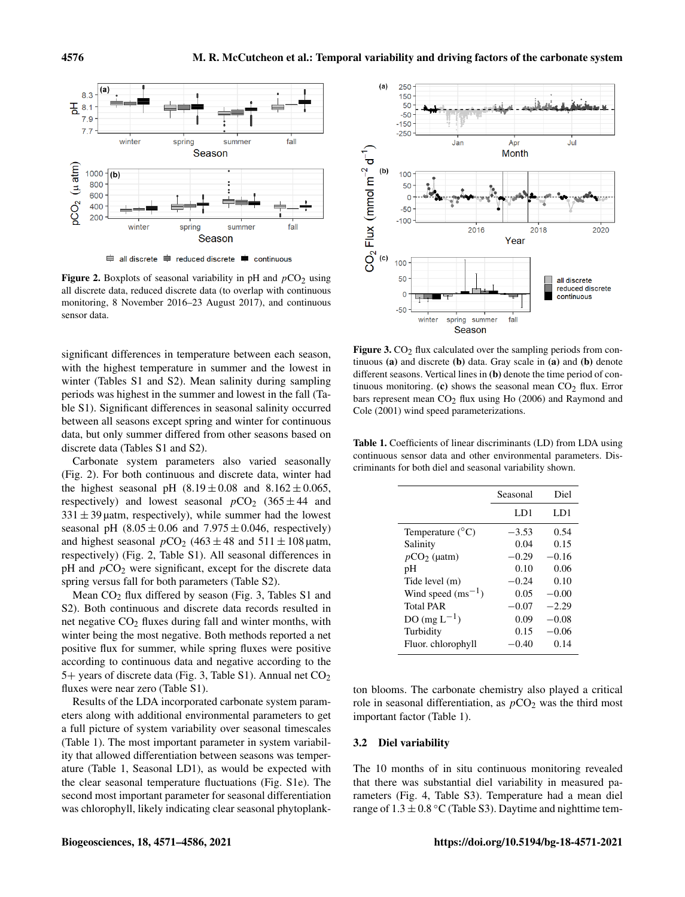Figure 2. Boxplots of seasonal variability in pH and $pCO_2$ using all discrete data, reduced discrete data (to overlap with continuous monitoring, 8 November 2016–23 August 2017), and continuous sensor data.

Figure 3. $CO_2$ flux calculated over the sampling periods from continuous **(a)** and discrete **(b)** data. Gray scale in **(a)** and **(b)** denote different seasons. Vertical lines in **(b)** denote the time period of continuous monitoring. **(c)** shows the seasonal mean $CO_2$ flux. Error bars represent mean $CO_2$ flux using Ho (2006) and Raymond and Cole (2001) wind speed parameterizations.

significant differences in temperature between each season, with the highest temperature in summer and the lowest in winter (Tables S1 and S2). Mean salinity during sampling periods was highest in the summer and lowest in the fall (Table S1). Significant differences in seasonal salinity occurred between all seasons except spring and winter for continuous data, but only summer differed from other seasons based on discrete data (Tables S1 and S2).

Carbonate system parameters also varied seasonally (Fig. 2). For both continuous and discrete data, winter had the highest seasonal pH ($8.19 \pm 0.08$ and $8.162 \pm 0.065$, respectively) and lowest seasonal $pCO_2$ ($365 \pm 44$ and $331 \pm 39$ µatm, respectively), while summer had the lowest seasonal pH ($8.05 \pm 0.06$ and $7.975 \pm 0.046$, respectively) and highest seasonal $pCO_2$ ($463 \pm 48$ and $511 \pm 108$ µatm, respectively) (Fig. 2, Table S1). All seasonal differences in pH and $pCO_2$ were significant, except for the discrete data spring versus fall for both parameters (Table S2).

Mean $CO_2$ flux differed by season (Fig. 3, Tables S1 and S2). Both continuous and discrete data records resulted in net negative $CO_2$ fluxes during fall and winter months, with winter being the most negative. Both methods reported a net positive flux for summer, while spring fluxes were positive according to continuous data and negative according to the 5+ years of discrete data (Fig. 3, Table S1). Annual net $CO_2$ fluxes were near zero (Table S1).

Results of the LDA incorporated carbonate system parameters along with additional environmental parameters to get a full picture of system variability over seasonal timescales (Table 1). The most important parameter in system variability that allowed differentiation between seasons was temperature (Table 1, Seasonal LD1), as would be expected with the clear seasonal temperature fluctuations (Fig. S1e). The second most important parameter for seasonal differentiation was chlorophyll, likely indicating clear seasonal phytoplankton blooms. The carbonate chemistry also played a critical role in seasonal differentiation, as $pCO_2$ was the third most important factor (Table 1).

**Table 1.** Coefficients of linear discriminants (LD) from LDA using continuous sensor data and other environmental parameters. Discriminants for both diel and seasonal variability shown.

| | Seasonal | Diel |
|---|---|---|
| | LD1 | LD1 |
| Temperature (°C) | −3.53 | 0.54 |
| Salinity | 0.04 | 0.15 |
| $pCO_2$ (µatm) | −0.29 | −0.16 |
| pH | 0.10 | 0.06 |
| Tide level (m) | −0.24 | 0.10 |
| Wind speed ($ms^{-1}$) | 0.05 | −0.00 |
| Total PAR | −0.07 | −2.29 |
| DO ($mg L^{-1}$) | 0.09 | −0.08 |
| Turbidity | 0.15 | −0.06 |
| Fluor. chlorophyll | −0.40 | 0.14 |

### 3.2 Diel variability

The 10 months of in situ continuous monitoring revealed that there was substantial diel variability in measured parameters (Fig. 4, Table S3). Temperature had a mean diel range of $1.3 \pm 0.8$ °C (Table S3). Daytime and nighttime tem-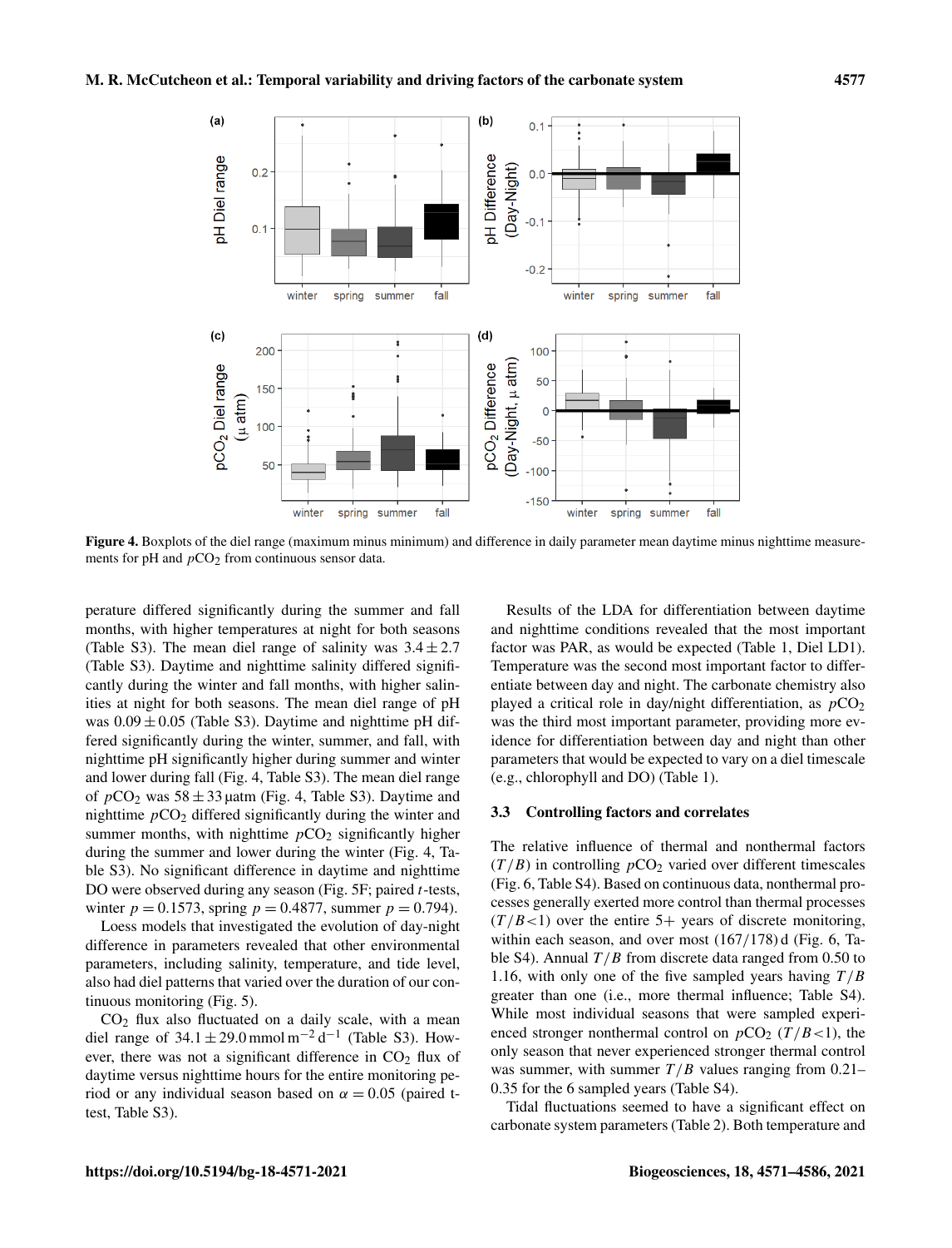Figure 4. Boxplots of the diel range (maximum minus minimum) and difference in daily parameter mean daytime minus nighttime measurements for pH and $pCO_2$ from continuous sensor data.

perature differed significantly during the summer and fall months, with higher temperatures at night for both seasons (Table S3). The mean diel range of salinity was $3.4 \pm 2.7$ (Table S3). Daytime and nighttime salinity differed significantly during the winter and fall months, with higher salinities at night for both seasons. The mean diel range of pH was $0.09 \pm 0.05$ (Table S3). Daytime and nighttime pH differed significantly during the winter, summer, and fall, with nighttime pH significantly higher during summer and winter and lower during fall (Fig. 4, Table S3). The mean diel range of $pCO_2$ was $58 \pm 33$ µatm (Fig. 4, Table S3). Daytime and nighttime $pCO_2$ differed significantly during the winter and summer months, with nighttime $pCO_2$ significantly higher during the summer and lower during the winter (Fig. 4, Table S3). No significant difference in daytime and nighttime DO were observed during any season (Fig. 5F; paired $t$-tests, winter $p = 0.1573$, spring $p = 0.4877$, summer $p = 0.794$).

Loess models that investigated the evolution of day-night difference in parameters revealed that other environmental parameters, including salinity, temperature, and tide level, also had diel patterns that varied over the duration of our continuous monitoring (Fig. 5).

$CO_2$ flux also fluctuated on a daily scale, with a mean diel range of $34.1 \pm 29.0\,\text{mmol}\,\text{m}^{-2}\,\text{d}^{-1}$ (Table S3). However, there was not a significant difference in $CO_2$ flux of daytime versus nighttime hours for the entire monitoring period or any individual season based on $\alpha = 0.05$ (paired t-test, Table S3).

Results of the LDA for differentiation between daytime and nighttime conditions revealed that the most important factor was PAR, as would be expected (Table 1, Diel LD1). Temperature was the second most important factor to differentiate between day and night. The carbonate chemistry also played a critical role in day/night differentiation, as $pCO_2$ was the third most important parameter, providing more evidence for differentiation between day and night than other parameters that would be expected to vary on a diel timescale (e.g., chlorophyll and DO) (Table 1).

### 3.3 Controlling factors and correlates

The relative influence of thermal and nonthermal factors ($T/B$) in controlling $pCO_2$ varied over different timescales (Fig. 6, Table S4). Based on continuous data, nonthermal processes generally exerted more control than thermal processes ($T/B<1$) over the entire 5+ years of discrete monitoring, within each season, and over most (167/178) d (Fig. 6, Table S4). Annual $T/B$ from discrete data ranged from 0.50 to 1.16, with only one of the five sampled years having $T/B$ greater than one (i.e., more thermal influence; Table S4). While most individual seasons that were sampled experienced stronger nonthermal control on $pCO_2$ ($T/B<1$), the only season that never experienced stronger thermal control was summer, with summer $T/B$ values ranging from 0.21–0.35 for the 6 sampled years (Table S4).

Tidal fluctuations seemed to have a significant effect on carbonate system parameters (Table 2). Both temperature and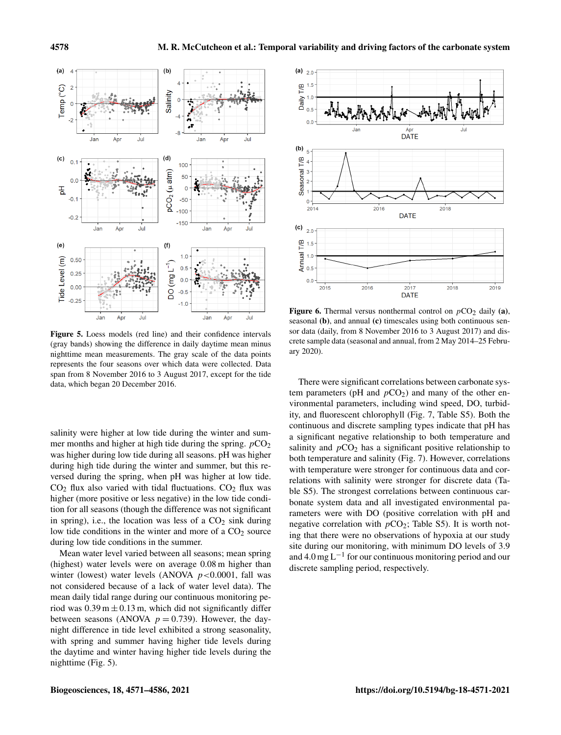**Figure 5.** Loess models (red line) and their confidence intervals (gray bands) showing the difference in daily daytime mean minus nighttime mean measurements. The gray scale of the data points represents the four seasons over which data were collected. Data span from 8 November 2016 to 3 August 2017, except for the tide data, which began 20 December 2016.

**Figure 6.** Thermal versus nonthermal control on $pCO_2$ daily **(a)**, seasonal **(b)**, and annual **(c)** timescales using both continuous sensor data (daily, from 8 November 2016 to 3 August 2017) and discrete sample data (seasonal and annual, from 2 May 2014–25 February 2020).

salinity were higher at low tide during the winter and summer months and higher at high tide during the spring. $pCO_2$ was higher during low tide during all seasons. pH was higher during high tide during the winter and summer, but this reversed during the spring, when pH was higher at low tide. $CO_2$ flux also varied with tidal fluctuations. $CO_2$ flux was higher (more positive or less negative) in the low tide condition for all seasons (though the difference was not significant in spring), i.e., the location was less of a $CO_2$ sink during low tide conditions in the winter and more of a $CO_2$ source during low tide conditions in the summer.

Mean water level varied between all seasons; mean spring (highest) water levels were on average 0.08 m higher than winter (lowest) water levels (ANOVA $p<0.0001$, fall was not considered because of a lack of water level data). The mean daily tidal range during our continuous monitoring period was $0.39\,\text{m} \pm 0.13\,\text{m}$, which did not significantly differ between seasons (ANOVA $p = 0.739$). However, the day-night difference in tide level exhibited a strong seasonality, with spring and summer having higher tide levels during the daytime and winter having higher tide levels during the nighttime (Fig. 5).

There were significant correlations between carbonate system parameters (pH and $pCO_2$) and many of the other environmental parameters, including wind speed, DO, turbidity, and fluorescent chlorophyll (Fig. 7, Table S5). Both the continuous and discrete sampling types indicate that pH has a significant negative relationship to both temperature and salinity and $pCO_2$ has a significant positive relationship to both temperature and salinity (Fig. 7). However, correlations with temperature were stronger for continuous data and correlations with salinity were stronger for discrete data (Table S5). The strongest correlations between continuous carbonate system data and all investigated environmental parameters were with DO (positive correlation with pH and negative correlation with $pCO_2$; Table S5). It is worth noting that there were no observations of hypoxia at our study site during our monitoring, with minimum DO levels of 3.9 and $4.0\,\text{mg}\,\text{L}^{-1}$ for our continuous monitoring period and our discrete sampling period, respectively.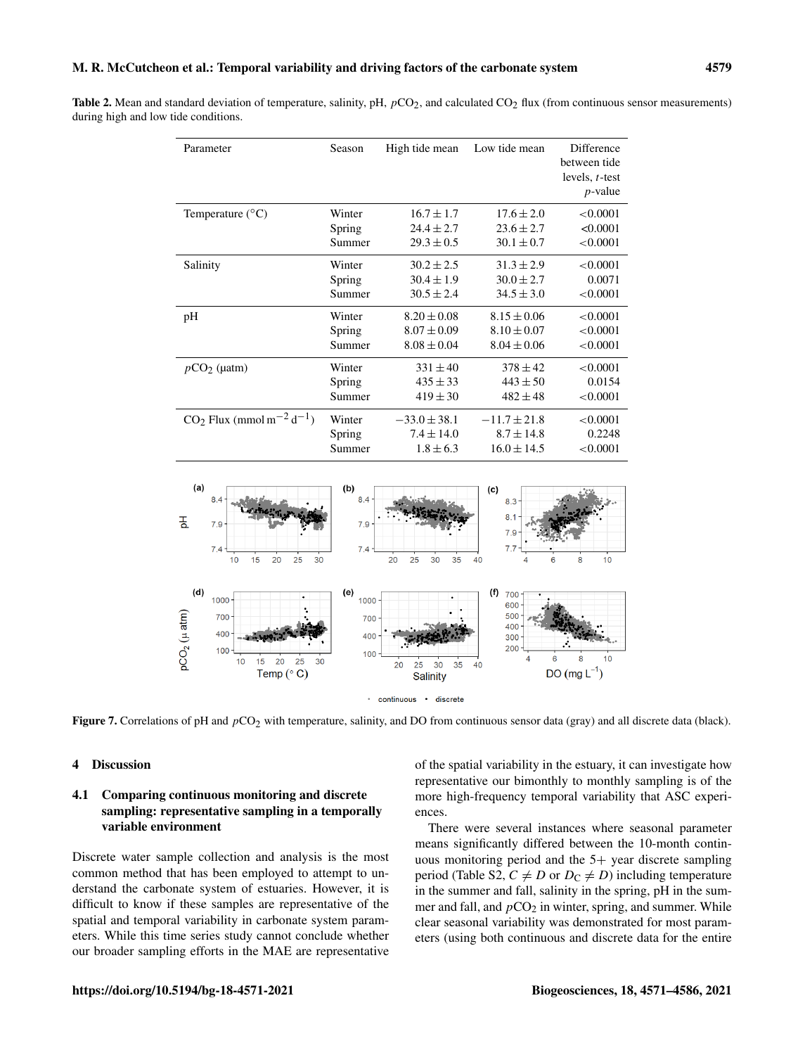**Table 2.** Mean and standard deviation of temperature, salinity, pH, $pCO_2$, and calculated $CO_2$ flux (from continuous sensor measurements) during high and low tide conditions.

| Parameter | Season | High tide mean | Low tide mean | Difference between tide levels, $t$-test $p$-value |
|---|---|---|---|---|
| Temperature (°C) | Winter | $16.7 \pm 1.7$ | $17.6 \pm 2.0$ | $<0.0001$ |
| | Spring | $24.4 \pm 2.7$ | $23.6 \pm 2.7$ | $<0.0001$ |
| | Summer | $29.3 \pm 0.5$ | $30.1 \pm 0.7$ | $<0.0001$ |
| Salinity | Winter | $30.2 \pm 2.5$ | $31.3 \pm 2.9$ | $<0.0001$ |
| | Spring | $30.4 \pm 1.9$ | $30.0 \pm 2.7$ | 0.0071 |
| | Summer | $30.5 \pm 2.4$ | $34.5 \pm 3.0$ | $<0.0001$ |
| pH | Winter | $8.20 \pm 0.08$ | $8.15 \pm 0.06$ | $<0.0001$ |
| | Spring | $8.07 \pm 0.09$ | $8.10 \pm 0.07$ | $<0.0001$ |
| | Summer | $8.08 \pm 0.04$ | $8.04 \pm 0.06$ | $<0.0001$ |
| $pCO_2$ (µatm) | Winter | $331 \pm 40$ | $378 \pm 42$ | $<0.0001$ |
| | Spring | $435 \pm 33$ | $443 \pm 50$ | 0.0154 |
| | Summer | $419 \pm 30$ | $482 \pm 48$ | $<0.0001$ |
| $CO_2$ Flux (mmol $m^{-2}\,d^{-1}$) | Winter | $-33.0 \pm 38.1$ | $-11.7 \pm 21.8$ | $<0.0001$ |
| | Spring | $7.4 \pm 14.0$ | $8.7 \pm 14.8$ | 0.2248 |
| | Summer | $1.8 \pm 6.3$ | $16.0 \pm 14.5$ | $<0.0001$ |

**Figure 7.** Correlations of pH and $pCO_2$ with temperature, salinity, and DO from continuous sensor data (gray) and all discrete data (black).

## 4 Discussion

### 4.1 Comparing continuous monitoring and discrete sampling: representative sampling in a temporally variable environment

Discrete water sample collection and analysis is the most common method that has been employed to attempt to understand the carbonate system of estuaries. However, it is difficult to know if these samples are representative of the spatial and temporal variability in carbonate system parameters. While this time series study cannot conclude whether our broader sampling efforts in the MAE are representative of the spatial variability in the estuary, it can investigate how representative our bimonthly to monthly sampling is of the more high-frequency temporal variability that ASC experiences.

There were several instances where seasonal parameter means significantly differed between the 10-month continuous monitoring period and the 5+ year discrete sampling period (Table S2, $C \neq D$ or $D_C \neq D$) including temperature in the summer and fall, salinity in the spring, pH in the summer and fall, and $pCO_2$ in winter, spring, and summer. While clear seasonal variability was demonstrated for most parameters (using both continuous and discrete data for the entire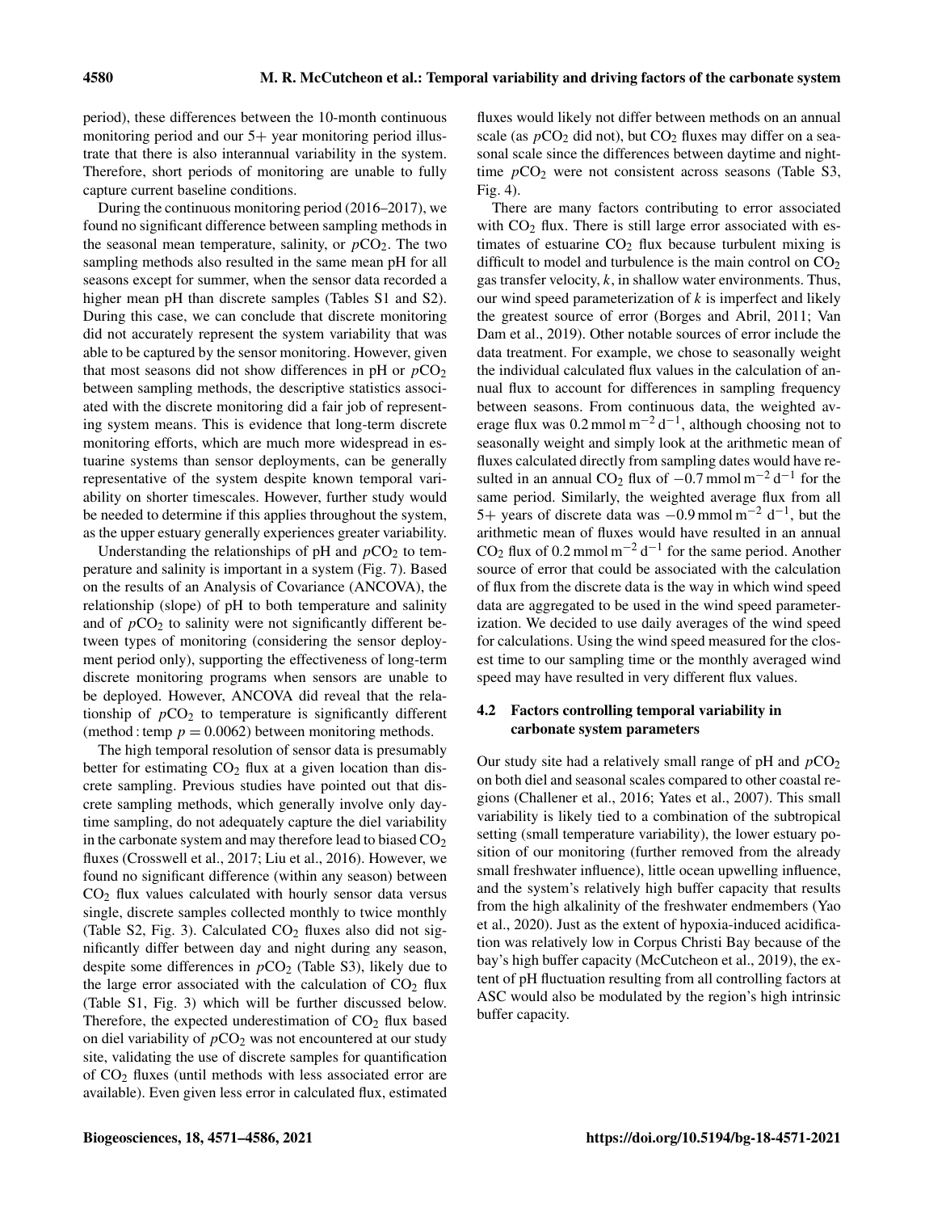period), these differences between the 10-month continuous monitoring period and our 5+ year monitoring period illustrate that there is also interannual variability in the system. Therefore, short periods of monitoring are unable to fully capture current baseline conditions.

During the continuous monitoring period (2016–2017), we found no significant difference between sampling methods in the seasonal mean temperature, salinity, or $p\mathrm{CO}_2$. The two sampling methods also resulted in the same mean pH for all seasons except for summer, when the sensor data recorded a higher mean pH than discrete samples (Tables S1 and S2). During this case, we can conclude that discrete monitoring did not accurately represent the system variability that was able to be captured by the sensor monitoring. However, given that most seasons did not show differences in pH or $p\mathrm{CO}_2$ between sampling methods, the descriptive statistics associated with the discrete monitoring did a fair job of representing system means. This is evidence that long-term discrete monitoring efforts, which are much more widespread in estuarine systems than sensor deployments, can be generally representative of the system despite known temporal variability on shorter timescales. However, further study would be needed to determine if this applies throughout the system, as the upper estuary generally experiences greater variability.

Understanding the relationships of pH and $p\mathrm{CO}_2$ to temperature and salinity is important in a system (Fig. 7). Based on the results of an Analysis of Covariance (ANCOVA), the relationship (slope) of pH to both temperature and salinity and of $p\mathrm{CO}_2$ to salinity were not significantly different between types of monitoring (considering the sensor deployment period only), supporting the effectiveness of long-term discrete monitoring programs when sensors are unable to be deployed. However, ANCOVA did reveal that the relationship of $p\mathrm{CO}_2$ to temperature is significantly different (method : temp $p = 0.0062$) between monitoring methods.

The high temporal resolution of sensor data is presumably better for estimating $\mathrm{CO}_2$ flux at a given location than discrete sampling. Previous studies have pointed out that discrete sampling methods, which generally involve only daytime sampling, do not adequately capture the diel variability in the carbonate system and may therefore lead to biased $\mathrm{CO}_2$ fluxes (Crosswell et al., 2017; Liu et al., 2016). However, we found no significant difference (within any season) between $\mathrm{CO}_2$ flux values calculated with hourly sensor data versus single, discrete samples collected monthly to twice monthly (Table S2, Fig. 3). Calculated $\mathrm{CO}_2$ fluxes also did not significantly differ between day and night during any season, despite some differences in $p\mathrm{CO}_2$ (Table S3), likely due to the large error associated with the calculation of $\mathrm{CO}_2$ flux (Table S1, Fig. 3) which will be further discussed below. Therefore, the expected underestimation of $\mathrm{CO}_2$ flux based on diel variability of $p\mathrm{CO}_2$ was not encountered at our study site, validating the use of discrete samples for quantification of $\mathrm{CO}_2$ fluxes (until methods with less associated error are available). Even given less error in calculated flux, estimated fluxes would likely not differ between methods on an annual scale (as $p\mathrm{CO}_2$ did not), but $\mathrm{CO}_2$ fluxes may differ on a seasonal scale since the differences between daytime and nighttime $p\mathrm{CO}_2$ were not consistent across seasons (Table S3, Fig. 4).

There are many factors contributing to error associated with $\mathrm{CO}_2$ flux. There is still large error associated with estimates of estuarine $\mathrm{CO}_2$ flux because turbulent mixing is difficult to model and turbulence is the main control on $\mathrm{CO}_2$ gas transfer velocity, $k$, in shallow water environments. Thus, our wind speed parameterization of $k$ is imperfect and likely the greatest source of error (Borges and Abril, 2011; Van Dam et al., 2019). Other notable sources of error include the data treatment. For example, we chose to seasonally weight the individual calculated flux values in the calculation of annual flux to account for differences in sampling frequency between seasons. From continuous data, the weighted average flux was $0.2\,\mathrm{mmol\,m^{-2}\,d^{-1}}$, although choosing not to seasonally weight and simply look at the arithmetic mean of fluxes calculated directly from sampling dates would have resulted in an annual $\mathrm{CO}_2$ flux of $-0.7\,\mathrm{mmol\,m^{-2}\,d^{-1}}$ for the same period. Similarly, the weighted average flux from all 5+ years of discrete data was $-0.9\,\mathrm{mmol\,m^{-2}\,d^{-1}}$, but the arithmetic mean of fluxes would have resulted in an annual $\mathrm{CO}_2$ flux of $0.2\,\mathrm{mmol\,m^{-2}\,d^{-1}}$ for the same period. Another source of error that could be associated with the calculation of flux from the discrete data is the way in which wind speed data are aggregated to be used in the wind speed parameterization. We decided to use daily averages of the wind speed for calculations. Using the wind speed measured for the closest time to our sampling time or the monthly averaged wind speed may have resulted in very different flux values.

### 4.2 Factors controlling temporal variability in carbonate system parameters

Our study site had a relatively small range of pH and $p\mathrm{CO}_2$ on both diel and seasonal scales compared to other coastal regions (Challener et al., 2016; Yates et al., 2007). This small variability is likely tied to a combination of the subtropical setting (small temperature variability), the lower estuary position of our monitoring (further removed from the already small freshwater influence), little ocean upwelling influence, and the system's relatively high buffer capacity that results from the high alkalinity of the freshwater endmembers (Yao et al., 2020). Just as the extent of hypoxia-induced acidification was relatively low in Corpus Christi Bay because of the bay's high buffer capacity (McCutcheon et al., 2019), the extent of pH fluctuation resulting from all controlling factors at ASC would also be modulated by the region's high intrinsic buffer capacity.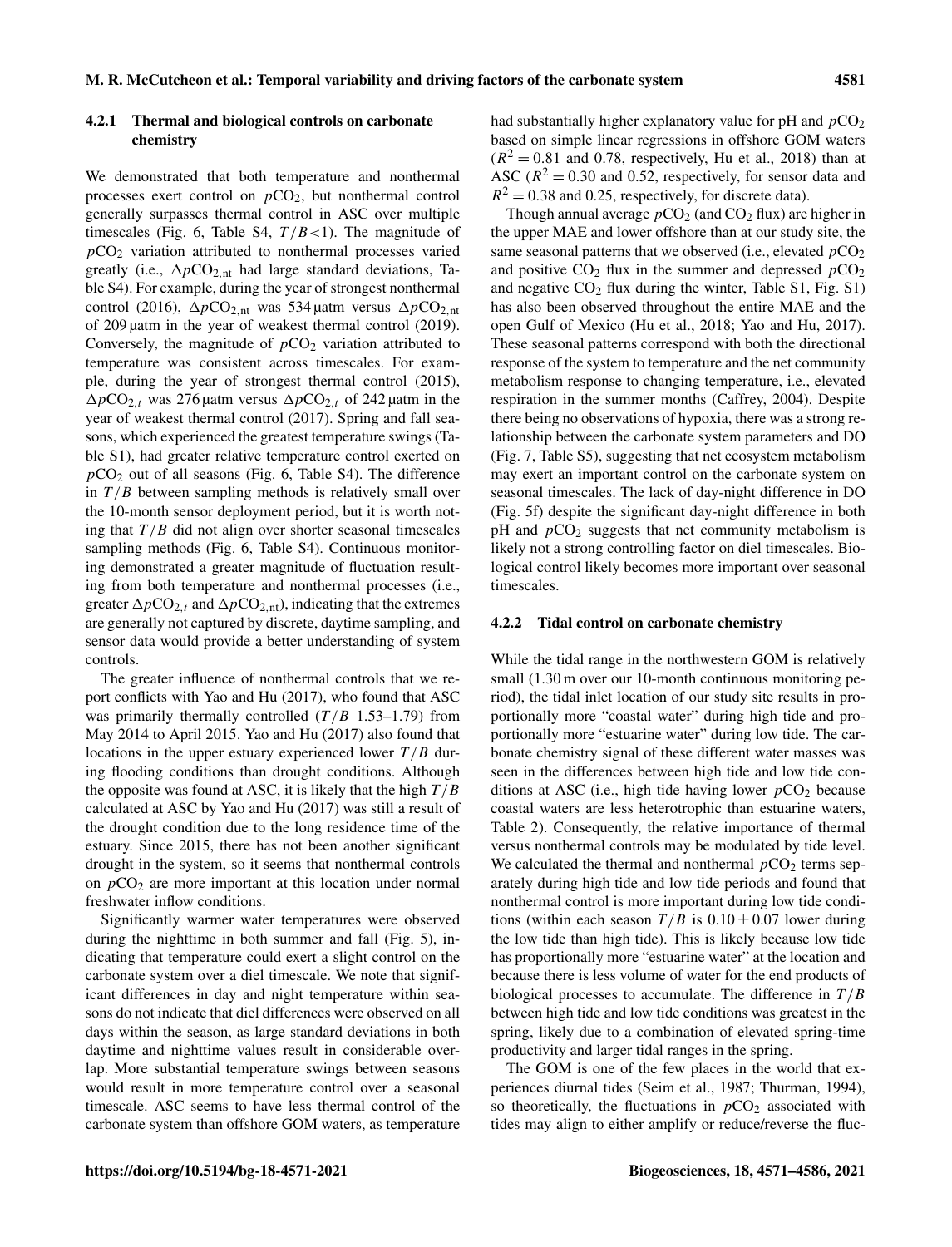#### 4.2.1 Thermal and biological controls on carbonate chemistry

We demonstrated that both temperature and nonthermal processes exert control on $pCO_2$, but nonthermal control generally surpasses thermal control in ASC over multiple timescales (Fig. 6, Table S4, $T/B<1$). The magnitude of $pCO_2$ variation attributed to nonthermal processes varied greatly (i.e., $\Delta pCO_{2,\mathrm{nt}}$ had large standard deviations, Table S4). For example, during the year of strongest nonthermal control (2016), $\Delta pCO_{2,\mathrm{nt}}$ was 534 µatm versus $\Delta pCO_{2,\mathrm{nt}}$ of 209 µatm in the year of weakest thermal control (2019). Conversely, the magnitude of $pCO_2$ variation attributed to temperature was consistent across timescales. For example, during the year of strongest thermal control (2015), $\Delta pCO_{2,t}$ was 276 µatm versus $\Delta pCO_{2,t}$ of 242 µatm in the year of weakest thermal control (2017). Spring and fall seasons, which experienced the greatest temperature swings (Table S1), had greater relative temperature control exerted on $pCO_2$ out of all seasons (Fig. 6, Table S4). The difference in $T/B$ between sampling methods is relatively small over the 10-month sensor deployment period, but it is worth noting that $T/B$ did not align over shorter seasonal timescales sampling methods (Fig. 6, Table S4). Continuous monitoring demonstrated a greater magnitude of fluctuation resulting from both temperature and nonthermal processes (i.e., greater $\Delta pCO_{2,t}$ and $\Delta pCO_{2,\mathrm{nt}}$), indicating that the extremes are generally not captured by discrete, daytime sampling, and sensor data would provide a better understanding of system controls.

The greater influence of nonthermal controls that we report conflicts with Yao and Hu (2017), who found that ASC was primarily thermally controlled ($T/B$ 1.53–1.79) from May 2014 to April 2015. Yao and Hu (2017) also found that locations in the upper estuary experienced lower $T/B$ during flooding conditions than drought conditions. Although the opposite was found at ASC, it is likely that the high $T/B$ calculated at ASC by Yao and Hu (2017) was still a result of the drought condition due to the long residence time of the estuary. Since 2015, there has not been another significant drought in the system, so it seems that nonthermal controls on $pCO_2$ are more important at this location under normal freshwater inflow conditions.

Significantly warmer water temperatures were observed during the nighttime in both summer and fall (Fig. 5), indicating that temperature could exert a slight control on the carbonate system over a diel timescale. We note that significant differences in day and night temperature within seasons do not indicate that diel differences were observed on all days within the season, as large standard deviations in both daytime and nighttime values result in considerable overlap. More substantial temperature swings between seasons would result in more temperature control over a seasonal timescale. ASC seems to have less thermal control of the carbonate system than offshore GOM waters, as temperature had substantially higher explanatory value for pH and $pCO_2$ based on simple linear regressions in offshore GOM waters ($R^2 = 0.81$ and 0.78, respectively, Hu et al., 2018) than at ASC ($R^2 = 0.30$ and 0.52, respectively, for sensor data and $R^2 = 0.38$ and 0.25, respectively, for discrete data).

Though annual average $pCO_2$ (and $CO_2$ flux) are higher in the upper MAE and lower offshore than at our study site, the same seasonal patterns that we observed (i.e., elevated $pCO_2$ and positive $CO_2$ flux in the summer and depressed $pCO_2$ and negative $CO_2$ flux during the winter, Table S1, Fig. S1) has also been observed throughout the entire MAE and the open Gulf of Mexico (Hu et al., 2018; Yao and Hu, 2017). These seasonal patterns correspond with both the directional response of the system to temperature and the net community metabolism response to changing temperature, i.e., elevated respiration in the summer months (Caffrey, 2004). Despite there being no observations of hypoxia, there was a strong relationship between the carbonate system parameters and DO (Fig. 7, Table S5), suggesting that net ecosystem metabolism may exert an important control on the carbonate system on seasonal timescales. The lack of day-night difference in DO (Fig. 5f) despite the significant day-night difference in both pH and $pCO_2$ suggests that net community metabolism is likely not a strong controlling factor on diel timescales. Biological control likely becomes more important over seasonal timescales.

#### 4.2.2 Tidal control on carbonate chemistry

While the tidal range in the northwestern GOM is relatively small (1.30 m over our 10-month continuous monitoring period), the tidal inlet location of our study site results in proportionally more "coastal water" during high tide and proportionally more "estuarine water" during low tide. The carbonate chemistry signal of these different water masses was seen in the differences between high tide and low tide conditions at ASC (i.e., high tide having lower $pCO_2$ because coastal waters are less heterotrophic than estuarine waters, Table 2). Consequently, the relative importance of thermal versus nonthermal controls may be modulated by tide level. We calculated the thermal and nonthermal $pCO_2$ terms separately during high tide and low tide periods and found that nonthermal control is more important during low tide conditions (within each season $T/B$ is $0.10 \pm 0.07$ lower during the low tide than high tide). This is likely because low tide has proportionally more "estuarine water" at the location and because there is less volume of water for the end products of biological processes to accumulate. The difference in $T/B$ between high tide and low tide conditions was greatest in the spring, likely due to a combination of elevated spring-time productivity and larger tidal ranges in the spring.

The GOM is one of the few places in the world that experiences diurnal tides (Seim et al., 1987; Thurman, 1994), so theoretically, the fluctuations in $pCO_2$ associated with tides may align to either amplify or reduce/reverse the fluc-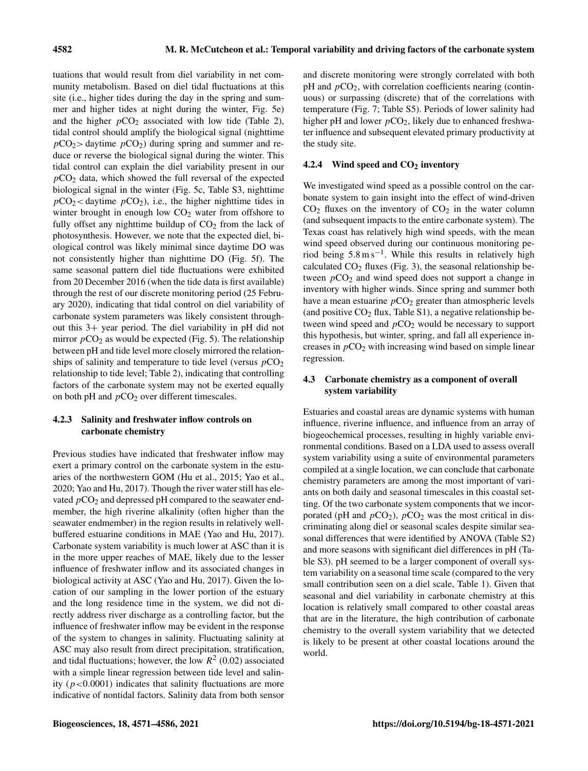tuations that would result from diel variability in net community metabolism. Based on diel tidal fluctuations at this site (i.e., higher tides during the day in the spring and summer and higher tides at night during the winter, Fig. 5e) and the higher $pCO_2$ associated with low tide (Table 2), tidal control should amplify the biological signal (nighttime $pCO_2 >$ daytime $pCO_2$) during spring and summer and reduce or reverse the biological signal during the winter. This tidal control can explain the diel variability present in our $pCO_2$ data, which showed the full reversal of the expected biological signal in the winter (Fig. 5c, Table S3, nighttime $pCO_2 <$ daytime $pCO_2$), i.e., the higher nighttime tides in winter brought in enough low $CO_2$ water from offshore to fully offset any nighttime buildup of $CO_2$ from the lack of photosynthesis. However, we note that the expected diel, biological control was likely minimal since daytime DO was not consistently higher than nighttime DO (Fig. 5f). The same seasonal pattern diel tide fluctuations were exhibited from 20 December 2016 (when the tide data is first available) through the rest of our discrete monitoring period (25 February 2020), indicating that tidal control on diel variability of carbonate system parameters was likely consistent throughout this 3+ year period. The diel variability in pH did not mirror $pCO_2$ as would be expected (Fig. 5). The relationship between pH and tide level more closely mirrored the relationships of salinity and temperature to tide level (versus $pCO_2$ relationship to tide level; Table 2), indicating that controlling factors of the carbonate system may not be exerted equally on both pH and $pCO_2$ over different timescales.

#### 4.2.3 Salinity and freshwater inflow controls on carbonate chemistry

Previous studies have indicated that freshwater inflow may exert a primary control on the carbonate system in the estuaries of the northwestern GOM (Hu et al., 2015; Yao et al., 2020; Yao and Hu, 2017). Though the river water still has elevated $pCO_2$ and depressed pH compared to the seawater endmember, the high riverine alkalinity (often higher than the seawater endmember) in the region results in relatively well-buffered estuarine conditions in MAE (Yao and Hu, 2017). Carbonate system variability is much lower at ASC than it is in the more upper reaches of MAE, likely due to the lesser influence of freshwater inflow and its associated changes in biological activity at ASC (Yao and Hu, 2017). Given the location of our sampling in the lower portion of the estuary and the long residence time in the system, we did not directly address river discharge as a controlling factor, but the influence of freshwater inflow may be evident in the response of the system to changes in salinity. Fluctuating salinity at ASC may also result from direct precipitation, stratification, and tidal fluctuations; however, the low $R^2$ (0.02) associated with a simple linear regression between tide level and salinity ($p<0.0001$) indicates that salinity fluctuations are more indicative of nontidal factors. Salinity data from both sensor and discrete monitoring were strongly correlated with both pH and $pCO_2$, with correlation coefficients nearing (continuous) or surpassing (discrete) that of the correlations with temperature (Fig. 7; Table S5). Periods of lower salinity had higher pH and lower $pCO_2$, likely due to enhanced freshwater influence and subsequent elevated primary productivity at the study site.

#### 4.2.4 Wind speed and $CO_2$ inventory

We investigated wind speed as a possible control on the carbonate system to gain insight into the effect of wind-driven $CO_2$ fluxes on the inventory of $CO_2$ in the water column (and subsequent impacts to the entire carbonate system). The Texas coast has relatively high wind speeds, with the mean wind speed observed during our continuous monitoring period being $5.8\,\mathrm{m\,s^{-1}}$. While this results in relatively high calculated $CO_2$ fluxes (Fig. 3), the seasonal relationship between $pCO_2$ and wind speed does not support a change in inventory with higher winds. Since spring and summer both have a mean estuarine $pCO_2$ greater than atmospheric levels (and positive $CO_2$ flux, Table S1), a negative relationship between wind speed and $pCO_2$ would be necessary to support this hypothesis, but winter, spring, and fall all experience increases in $pCO_2$ with increasing wind based on simple linear regression.

### 4.3 Carbonate chemistry as a component of overall system variability

Estuaries and coastal areas are dynamic systems with human influence, riverine influence, and influence from an array of biogeochemical processes, resulting in highly variable environmental conditions. Based on a LDA used to assess overall system variability using a suite of environmental parameters compiled at a single location, we can conclude that carbonate chemistry parameters are among the most important of variants on both daily and seasonal timescales in this coastal setting. Of the two carbonate system components that we incorporated (pH and $pCO_2$), $pCO_2$ was the most critical in discriminating along diel or seasonal scales despite similar seasonal differences that were identified by ANOVA (Table S2) and more seasons with significant diel differences in pH (Table S3). pH seemed to be a larger component of overall system variability on a seasonal time scale (compared to the very small contribution seen on a diel scale, Table 1). Given that seasonal and diel variability in carbonate chemistry at this location is relatively small compared to other coastal areas that are in the literature, the high contribution of carbonate chemistry to the overall system variability that we detected is likely to be present at other coastal locations around the world.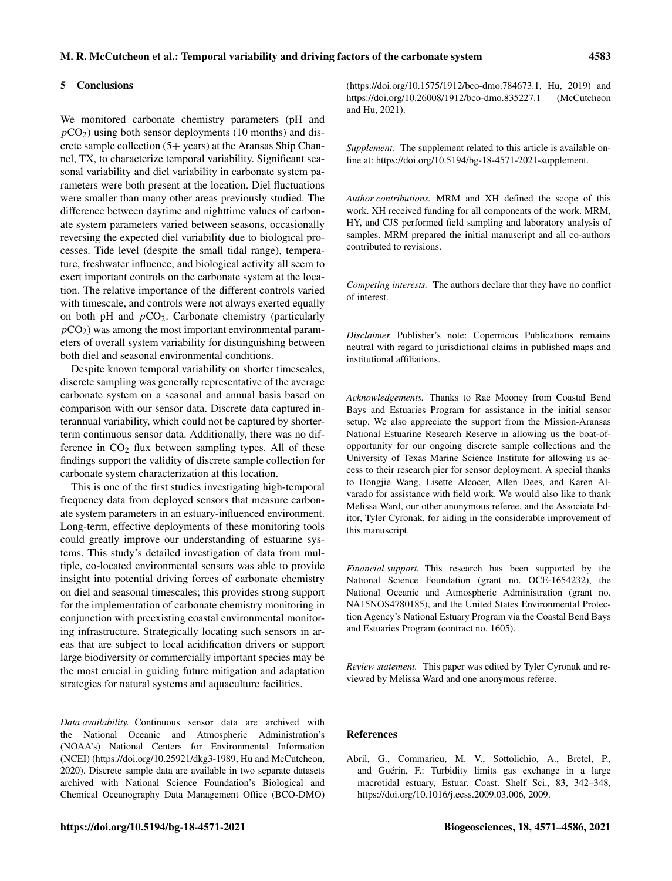## 5 Conclusions

We monitored carbonate chemistry parameters (pH and $pCO_2$) using both sensor deployments (10 months) and discrete sample collection (5+ years) at the Aransas Ship Channel, TX, to characterize temporal variability. Significant seasonal variability and diel variability in carbonate system parameters were both present at the location. Diel fluctuations were smaller than many other areas previously studied. The difference between daytime and nighttime values of carbonate system parameters varied between seasons, occasionally reversing the expected diel variability due to biological processes. Tide level (despite the small tidal range), temperature, freshwater influence, and biological activity all seem to exert important controls on the carbonate system at the location. The relative importance of the different controls varied with timescale, and controls were not always exerted equally on both pH and $pCO_2$. Carbonate chemistry (particularly $pCO_2$) was among the most important environmental parameters of overall system variability for distinguishing between both diel and seasonal environmental conditions.

Despite known temporal variability on shorter timescales, discrete sampling was generally representative of the average carbonate system on a seasonal and annual basis based on comparison with our sensor data. Discrete data captured interannual variability, which could not be captured by shorter-term continuous sensor data. Additionally, there was no difference in $CO_2$ flux between sampling types. All of these findings support the validity of discrete sample collection for carbonate system characterization at this location.

This is one of the first studies investigating high-temporal frequency data from deployed sensors that measure carbonate system parameters in an estuary-influenced environment. Long-term, effective deployments of these monitoring tools could greatly improve our understanding of estuarine systems. This study's detailed investigation of data from multiple, co-located environmental sensors was able to provide insight into potential driving forces of carbonate chemistry on diel and seasonal timescales; this provides strong support for the implementation of carbonate chemistry monitoring in conjunction with preexisting coastal environmental monitoring infrastructure. Strategically locating such sensors in areas that are subject to local acidification drivers or support large biodiversity or commercially important species may be the most crucial in guiding future mitigation and adaptation strategies for natural systems and aquaculture facilities.

*Data availability.* Continuous sensor data are archived with the National Oceanic and Atmospheric Administration's (NOAA's) National Centers for Environmental Information (NCEI) (https://doi.org/10.25921/dkg3-1989, Hu and McCutcheon, 2020). Discrete sample data are available in two separate datasets archived with National Science Foundation's Biological and Chemical Oceanography Data Management Office (BCO-DMO) (https://doi.org/10.1575/1912/bco-dmo.784673.1, Hu, 2019) and https://doi.org/10.26008/1912/bco-dmo.835227.1 (McCutcheon and Hu, 2021).

*Supplement.* The supplement related to this article is available online at: https://doi.org/10.5194/bg-18-4571-2021-supplement.

*Author contributions.* MRM and XH defined the scope of this work. XH received funding for all components of the work. MRM, HY, and CJS performed field sampling and laboratory analysis of samples. MRM prepared the initial manuscript and all co-authors contributed to revisions.

*Competing interests.* The authors declare that they have no conflict of interest.

*Disclaimer.* Publisher's note: Copernicus Publications remains neutral with regard to jurisdictional claims in published maps and institutional affiliations.

*Acknowledgements.* Thanks to Rae Mooney from Coastal Bend Bays and Estuaries Program for assistance in the initial sensor setup. We also appreciate the support from the Mission-Aransas National Estuarine Research Reserve in allowing us the boat-of-opportunity for our ongoing discrete sample collections and the University of Texas Marine Science Institute for allowing us access to their research pier for sensor deployment. A special thanks to Hongjie Wang, Lisette Alcocer, Allen Dees, and Karen Alvarado for assistance with field work. We would also like to thank Melissa Ward, our other anonymous referee, and the Associate Editor, Tyler Cyronak, for aiding in the considerable improvement of this manuscript.

*Financial support.* This research has been supported by the National Science Foundation (grant no. OCE-1654232), the National Oceanic and Atmospheric Administration (grant no. NA15NOS4780185), and the United States Environmental Protection Agency's National Estuary Program via the Coastal Bend Bays and Estuaries Program (contract no. 1605).

*Review statement.* This paper was edited by Tyler Cyronak and reviewed by Melissa Ward and one anonymous referee.

## References

Abril, G., Commarieu, M. V., Sottolichio, A., Bretel, P., and Guérin, F.: Turbidity limits gas exchange in a large macrotidal estuary, Estuar. Coast. Shelf Sci., 83, 342–348, https://doi.org/10.1016/j.ecss.2009.03.006, 2009.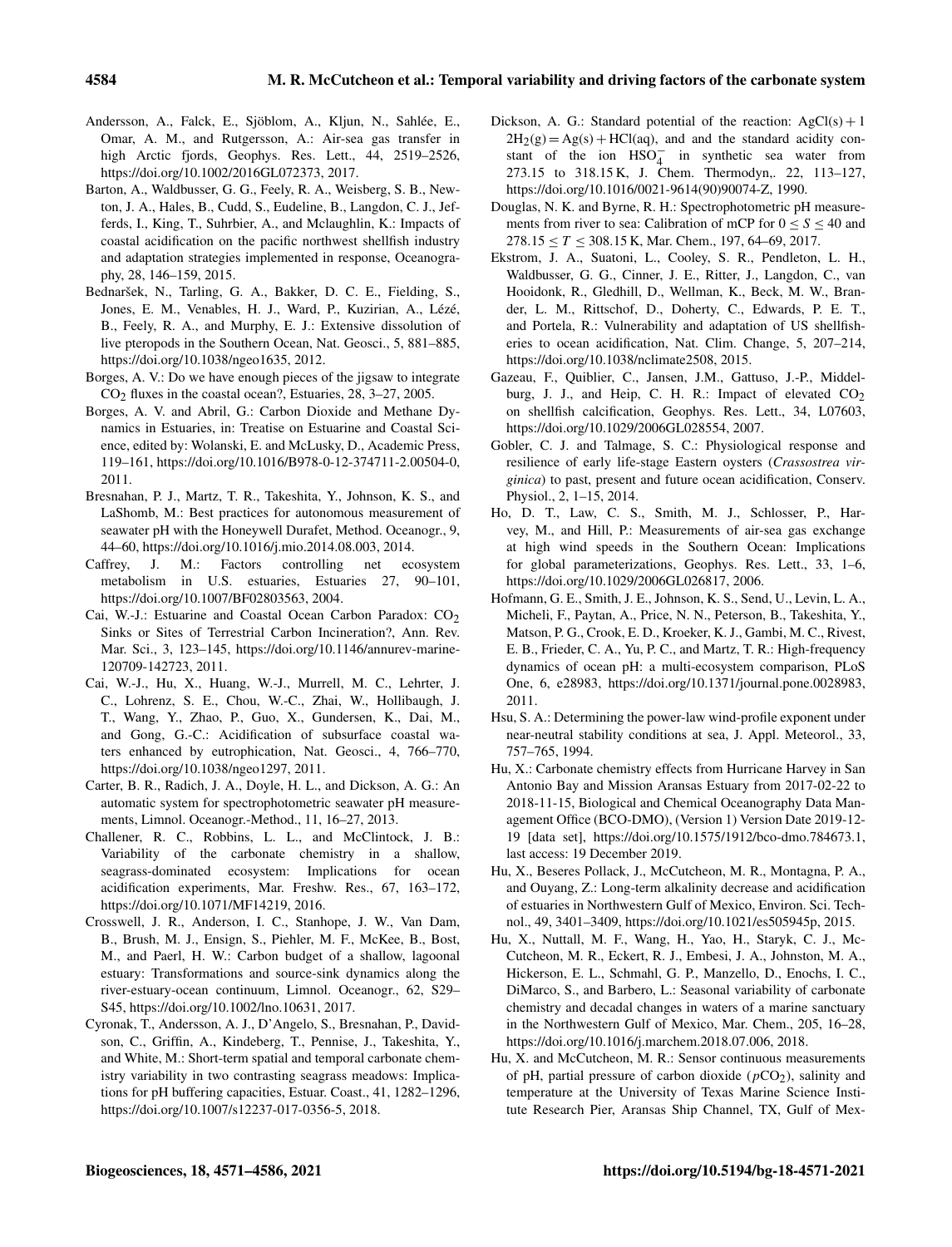Andersson, A., Falck, E., Sjöblom, A., Kljun, N., Sahlée, E., Omar, A. M., and Rutgersson, A.: Air-sea gas transfer in high Arctic fjords, Geophys. Res. Lett., 44, 2519–2526, https://doi.org/10.1002/2016GL072373, 2017.

Barton, A., Waldbusser, G. G., Feely, R. A., Weisberg, S. B., Newton, J. A., Hales, B., Cudd, S., Eudeline, B., Langdon, C. J., Jefferds, I., King, T., Suhrbier, A., and Mclaughlin, K.: Impacts of coastal acidification on the pacific northwest shellfish industry and adaptation strategies implemented in response, Oceanography, 28, 146–159, 2015.

Bednaršek, N., Tarling, G. A., Bakker, D. C. E., Fielding, S., Jones, E. M., Venables, H. J., Ward, P., Kuzirian, A., Lézé, B., Feely, R. A., and Murphy, E. J.: Extensive dissolution of live pteropods in the Southern Ocean, Nat. Geosci., 5, 881–885, https://doi.org/10.1038/ngeo1635, 2012.

Borges, A. V.: Do we have enough pieces of the jigsaw to integrate $CO_2$ fluxes in the coastal ocean?, Estuaries, 28, 3–27, 2005.

Borges, A. V. and Abril, G.: Carbon Dioxide and Methane Dynamics in Estuaries, in: Treatise on Estuarine and Coastal Science, edited by: Wolanski, E. and McLusky, D., Academic Press, 119–161, https://doi.org/10.1016/B978-0-12-374711-2.00504-0, 2011.

Bresnahan, P. J., Martz, T. R., Takeshita, Y., Johnson, K. S., and LaShomb, M.: Best practices for autonomous measurement of seawater pH with the Honeywell Durafet, Method. Oceanogr., 9, 44–60, https://doi.org/10.1016/j.mio.2014.08.003, 2014.

Caffrey, J. M.: Factors controlling net ecosystem metabolism in U.S. estuaries, Estuaries 27, 90–101, https://doi.org/10.1007/BF02803563, 2004.

Cai, W.-J.: Estuarine and Coastal Ocean Carbon Paradox: $CO_2$ Sinks or Sites of Terrestrial Carbon Incineration?, Ann. Rev. Mar. Sci., 3, 123–145, https://doi.org/10.1146/annurev-marine-120709-142723, 2011.

Cai, W.-J., Hu, X., Huang, W.-J., Murrell, M. C., Lehrter, J. C., Lohrenz, S. E., Chou, W.-C., Zhai, W., Hollibaugh, J. T., Wang, Y., Zhao, P., Guo, X., Gundersen, K., Dai, M., and Gong, G.-C.: Acidification of subsurface coastal waters enhanced by eutrophication, Nat. Geosci., 4, 766–770, https://doi.org/10.1038/ngeo1297, 2011.

Carter, B. R., Radich, J. A., Doyle, H. L., and Dickson, A. G.: An automatic system for spectrophotometric seawater pH measurements, Limnol. Oceanogr.-Method., 11, 16–27, 2013.

Challener, R. C., Robbins, L. L., and McClintock, J. B.: Variability of the carbonate chemistry in a shallow, seagrass-dominated ecosystem: Implications for ocean acidification experiments, Mar. Freshw. Res., 67, 163–172, https://doi.org/10.1071/MF14219, 2016.

Crosswell, J. R., Anderson, I. C., Stanhope, J. W., Van Dam, B., Brush, M. J., Ensign, S., Piehler, M. F., McKee, B., Bost, M., and Paerl, H. W.: Carbon budget of a shallow, lagoonal estuary: Transformations and source-sink dynamics along the river-estuary-ocean continuum, Limnol. Oceanogr., 62, S29–S45, https://doi.org/10.1002/lno.10631, 2017.

Cyronak, T., Andersson, A. J., D'Angelo, S., Bresnahan, P., Davidson, C., Griffin, A., Kindeberg, T., Pennise, J., Takeshita, Y., and White, M.: Short-term spatial and temporal carbonate chemistry variability in two contrasting seagrass meadows: Implications for pH buffering capacities, Estuar. Coast., 41, 1282–1296, https://doi.org/10.1007/s12237-017-0356-5, 2018.

Dickson, A. G.: Standard potential of the reaction: $AgCl(s) + 1\ 2H_2(g) = Ag(s) + HCl(aq)$, and and the standard acidity constant of the ion $HSO_4^-$ in synthetic sea water from 273.15 to 318.15 K, J. Chem. Thermodyn,. 22, 113–127, https://doi.org/10.1016/0021-9614(90)90074-Z, 1990.

Douglas, N. K. and Byrne, R. H.: Spectrophotometric pH measurements from river to sea: Calibration of mCP for $0 \leq S \leq 40$ and $278.15 \leq T \leq 308.15$ K, Mar. Chem., 197, 64–69, 2017.

Ekstrom, J. A., Suatoni, L., Cooley, S. R., Pendleton, L. H., Waldbusser, G. G., Cinner, J. E., Ritter, J., Langdon, C., van Hooidonk, R., Gledhill, D., Wellman, K., Beck, M. W., Brander, L. M., Rittschof, D., Doherty, C., Edwards, P. E. T., and Portela, R.: Vulnerability and adaptation of US shellfisheries to ocean acidification, Nat. Clim. Change, 5, 207–214, https://doi.org/10.1038/nclimate2508, 2015.

Gazeau, F., Quiblier, C., Jansen, J.M., Gattuso, J.-P., Middelburg, J. J., and Heip, C. H. R.: Impact of elevated $CO_2$ on shellfish calcification, Geophys. Res. Lett., 34, L07603, https://doi.org/10.1029/2006GL028554, 2007.

Gobler, C. J. and Talmage, S. C.: Physiological response and resilience of early life-stage Eastern oysters (*Crassostrea virginica*) to past, present and future ocean acidification, Conserv. Physiol., 2, 1–15, 2014.

Ho, D. T., Law, C. S., Smith, M. J., Schlosser, P., Harvey, M., and Hill, P.: Measurements of air-sea gas exchange at high wind speeds in the Southern Ocean: Implications for global parameterizations, Geophys. Res. Lett., 33, 1–6, https://doi.org/10.1029/2006GL026817, 2006.

Hofmann, G. E., Smith, J. E., Johnson, K. S., Send, U., Levin, L. A., Micheli, F., Paytan, A., Price, N. N., Peterson, B., Takeshita, Y., Matson, P. G., Crook, E. D., Kroeker, K. J., Gambi, M. C., Rivest, E. B., Frieder, C. A., Yu, P. C., and Martz, T. R.: High-frequency dynamics of ocean pH: a multi-ecosystem comparison, PLoS One, 6, e28983, https://doi.org/10.1371/journal.pone.0028983, 2011.

Hsu, S. A.: Determining the power-law wind-profile exponent under near-neutral stability conditions at sea, J. Appl. Meteorol., 33, 757–765, 1994.

Hu, X.: Carbonate chemistry effects from Hurricane Harvey in San Antonio Bay and Mission Aransas Estuary from 2017-02-22 to 2018-11-15, Biological and Chemical Oceanography Data Management Office (BCO-DMO), (Version 1) Version Date 2019-12-19 [data set], https://doi.org/10.1575/1912/bco-dmo.784673.1, last access: 19 December 2019.

Hu, X., Beseres Pollack, J., McCutcheon, M. R., Montagna, P. A., and Ouyang, Z.: Long-term alkalinity decrease and acidification of estuaries in Northwestern Gulf of Mexico, Environ. Sci. Technol., 49, 3401–3409, https://doi.org/10.1021/es505945p, 2015.

Hu, X., Nuttall, M. F., Wang, H., Yao, H., Staryk, C. J., McCutcheon, M. R., Eckert, R. J., Embesi, J. A., Johnston, M. A., Hickerson, E. L., Schmahl, G. P., Manzello, D., Enochs, I. C., DiMarco, S., and Barbero, L.: Seasonal variability of carbonate chemistry and decadal changes in waters of a marine sanctuary in the Northwestern Gulf of Mexico, Mar. Chem., 205, 16–28, https://doi.org/10.1016/j.marchem.2018.07.006, 2018.

Hu, X. and McCutcheon, M. R.: Sensor continuous measurements of pH, partial pressure of carbon dioxide ($p CO_2$), salinity and temperature at the University of Texas Marine Science Institute Research Pier, Aransas Ship Channel, TX, Gulf of Mex-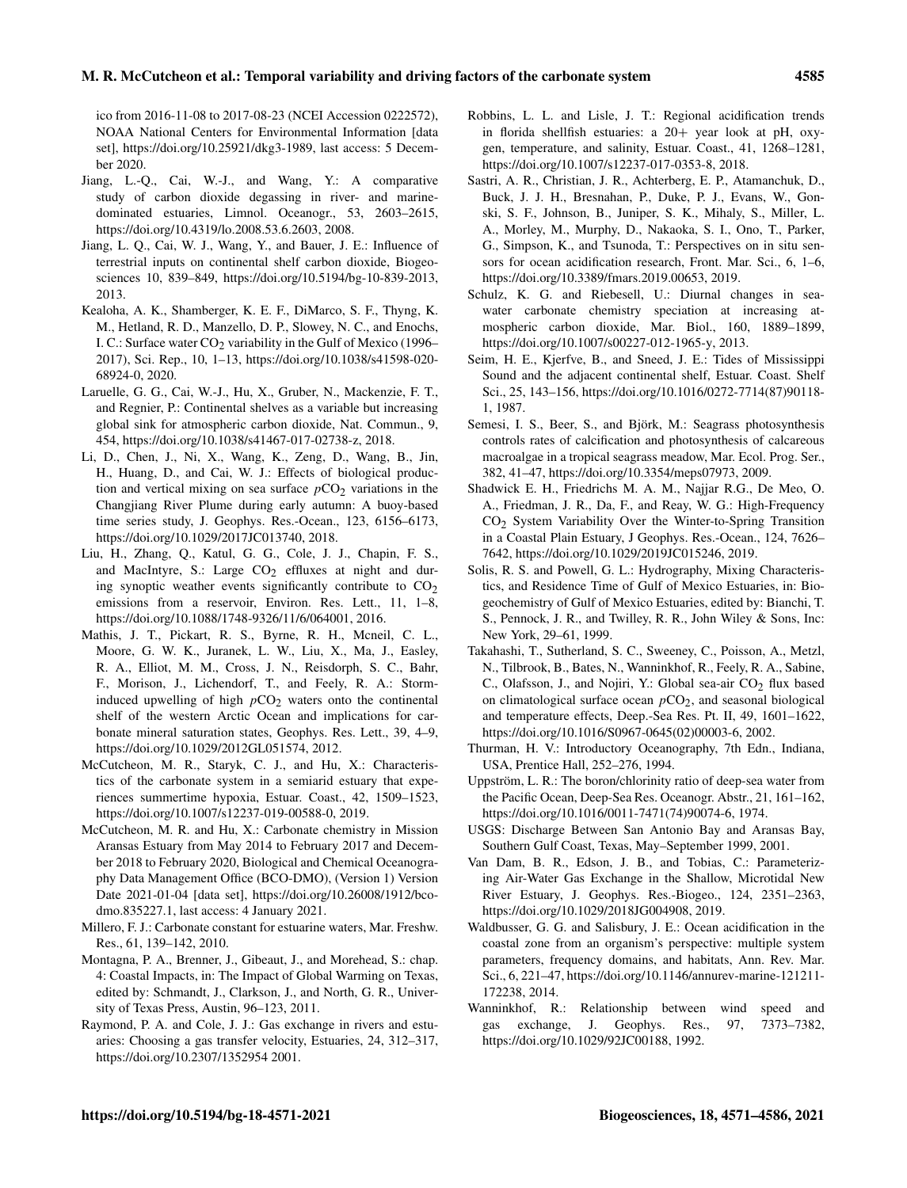ico from 2016-11-08 to 2017-08-23 (NCEI Accession 0222572), NOAA National Centers for Environmental Information [data set], https://doi.org/10.25921/dkg3-1989, last access: 5 December 2020.

Jiang, L.-Q., Cai, W.-J., and Wang, Y.: A comparative study of carbon dioxide degassing in river- and marine-dominated estuaries, Limnol. Oceanogr., 53, 2603–2615, https://doi.org/10.4319/lo.2008.53.6.2603, 2008.

Jiang, L. Q., Cai, W. J., Wang, Y., and Bauer, J. E.: Influence of terrestrial inputs on continental shelf carbon dioxide, Biogeosciences 10, 839–849, https://doi.org/10.5194/bg-10-839-2013, 2013.

Kealoha, A. K., Shamberger, K. E. F., DiMarco, S. F., Thyng, K. M., Hetland, R. D., Manzello, D. P., Slowey, N. C., and Enochs, I. C.: Surface water $CO_2$ variability in the Gulf of Mexico (1996–2017), Sci. Rep., 10, 1–13, https://doi.org/10.1038/s41598-020-68924-0, 2020.

Laruelle, G. G., Cai, W.-J., Hu, X., Gruber, N., Mackenzie, F. T., and Regnier, P.: Continental shelves as a variable but increasing global sink for atmospheric carbon dioxide, Nat. Commun., 9, 454, https://doi.org/10.1038/s41467-017-02738-z, 2018.

Li, D., Chen, J., Ni, X., Wang, K., Zeng, D., Wang, B., Jin, H., Huang, D., and Cai, W. J.: Effects of biological production and vertical mixing on sea surface $p\mathrm{CO}_2$ variations in the Changjiang River Plume during early autumn: A buoy-based time series study, J. Geophys. Res.-Ocean., 123, 6156–6173, https://doi.org/10.1029/2017JC013740, 2018.

Liu, H., Zhang, Q., Katul, G. G., Cole, J. J., Chapin, F. S., and MacIntyre, S.: Large $CO_2$ effluxes at night and during synoptic weather events significantly contribute to $CO_2$ emissions from a reservoir, Environ. Res. Lett., 11, 1–8, https://doi.org/10.1088/1748-9326/11/6/064001, 2016.

Mathis, J. T., Pickart, R. S., Byrne, R. H., Mcneil, C. L., Moore, G. W. K., Juranek, L. W., Liu, X., Ma, J., Easley, R. A., Elliot, M. M., Cross, J. N., Reisdorph, S. C., Bahr, F., Morison, J., Lichendorf, T., and Feely, R. A.: Storm-induced upwelling of high $p\mathrm{CO}_2$ waters onto the continental shelf of the western Arctic Ocean and implications for carbonate mineral saturation states, Geophys. Res. Lett., 39, 4–9, https://doi.org/10.1029/2012GL051574, 2012.

McCutcheon, M. R., Staryk, C. J., and Hu, X.: Characteristics of the carbonate system in a semiarid estuary that experiences summertime hypoxia, Estuar. Coast., 42, 1509–1523, https://doi.org/10.1007/s12237-019-00588-0, 2019.

McCutcheon, M. R. and Hu, X.: Carbonate chemistry in Mission Aransas Estuary from May 2014 to February 2017 and December 2018 to February 2020, Biological and Chemical Oceanography Data Management Office (BCO-DMO), (Version 1) Version Date 2021-01-04 [data set], https://doi.org/10.26008/1912/bco-dmo.835227.1, last access: 4 January 2021.

Millero, F. J.: Carbonate constant for estuarine waters, Mar. Freshw. Res., 61, 139–142, 2010.

Montagna, P. A., Brenner, J., Gibeaut, J., and Morehead, S.: chap. 4: Coastal Impacts, in: The Impact of Global Warming on Texas, edited by: Schmandt, J., Clarkson, J., and North, G. R., University of Texas Press, Austin, 96–123, 2011.

Raymond, P. A. and Cole, J. J.: Gas exchange in rivers and estuaries: Choosing a gas transfer velocity, Estuaries, 24, 312–317, https://doi.org/10.2307/1352954 2001.

Robbins, L. L. and Lisle, J. T.: Regional acidification trends in florida shellfish estuaries: a 20+ year look at pH, oxygen, temperature, and salinity, Estuar. Coast., 41, 1268–1281, https://doi.org/10.1007/s12237-017-0353-8, 2018.

Sastri, A. R., Christian, J. R., Achterberg, E. P., Atamanchuk, D., Buck, J. J. H., Bresnahan, P., Duke, P. J., Evans, W., Gonski, S. F., Johnson, B., Juniper, S. K., Mihaly, S., Miller, L. A., Morley, M., Murphy, D., Nakaoka, S. I., Ono, T., Parker, G., Simpson, K., and Tsunoda, T.: Perspectives on in situ sensors for ocean acidification research, Front. Mar. Sci., 6, 1–6, https://doi.org/10.3389/fmars.2019.00653, 2019.

Schulz, K. G. and Riebesell, U.: Diurnal changes in seawater carbonate chemistry speciation at increasing atmospheric carbon dioxide, Mar. Biol., 160, 1889–1899, https://doi.org/10.1007/s00227-012-1965-y, 2013.

Seim, H. E., Kjerfve, B., and Sneed, J. E.: Tides of Mississippi Sound and the adjacent continental shelf, Estuar. Coast. Shelf Sci., 25, 143–156, https://doi.org/10.1016/0272-7714(87)90118-1, 1987.

Semesi, I. S., Beer, S., and Björk, M.: Seagrass photosynthesis controls rates of calcification and photosynthesis of calcareous macroalgae in a tropical seagrass meadow, Mar. Ecol. Prog. Ser., 382, 41–47, https://doi.org/10.3354/meps07973, 2009.

Shadwick E. H., Friedrichs M. A. M., Najjar R.G., De Meo, O. A., Friedman, J. R., Da, F., and Reay, W. G.: High-Frequency $CO_2$ System Variability Over the Winter-to-Spring Transition in a Coastal Plain Estuary, J Geophys. Res.-Ocean., 124, 7626–7642, https://doi.org/10.1029/2019JC015246, 2019.

Solis, R. S. and Powell, G. L.: Hydrography, Mixing Characteristics, and Residence Time of Gulf of Mexico Estuaries, in: Biogeochemistry of Gulf of Mexico Estuaries, edited by: Bianchi, T. S., Pennock, J. R., and Twilley, R. R., John Wiley & Sons, Inc: New York, 29–61, 1999.

Takahashi, T., Sutherland, S. C., Sweeney, C., Poisson, A., Metzl, N., Tilbrook, B., Bates, N., Wanninkhof, R., Feely, R. A., Sabine, C., Olafsson, J., and Nojiri, Y.: Global sea-air $CO_2$ flux based on climatological surface ocean $p\mathrm{CO}_2$, and seasonal biological and temperature effects, Deep.-Sea Res. Pt. II, 49, 1601–1622, https://doi.org/10.1016/S0967-0645(02)00003-6, 2002.

Thurman, H. V.: Introductory Oceanography, 7th Edn., Indiana, USA, Prentice Hall, 252–276, 1994.

Uppström, L. R.: The boron/chlorinity ratio of deep-sea water from the Pacific Ocean, Deep-Sea Res. Oceanogr. Abstr., 21, 161–162, https://doi.org/10.1016/0011-7471(74)90074-6, 1974.

USGS: Discharge Between San Antonio Bay and Aransas Bay, Southern Gulf Coast, Texas, May–September 1999, 2001.

Van Dam, B. R., Edson, J. B., and Tobias, C.: Parameterizing Air-Water Gas Exchange in the Shallow, Microtidal New River Estuary, J. Geophys. Res.-Biogeo., 124, 2351–2363, https://doi.org/10.1029/2018JG004908, 2019.

Waldbusser, G. G. and Salisbury, J. E.: Ocean acidification in the coastal zone from an organism's perspective: multiple system parameters, frequency domains, and habitats, Ann. Rev. Mar. Sci., 6, 221–47, https://doi.org/10.1146/annurev-marine-121211-172238, 2014.

Wanninkhof, R.: Relationship between wind speed and gas exchange, J. Geophys. Res., 97, 7373–7382, https://doi.org/10.1029/92JC00188, 1992.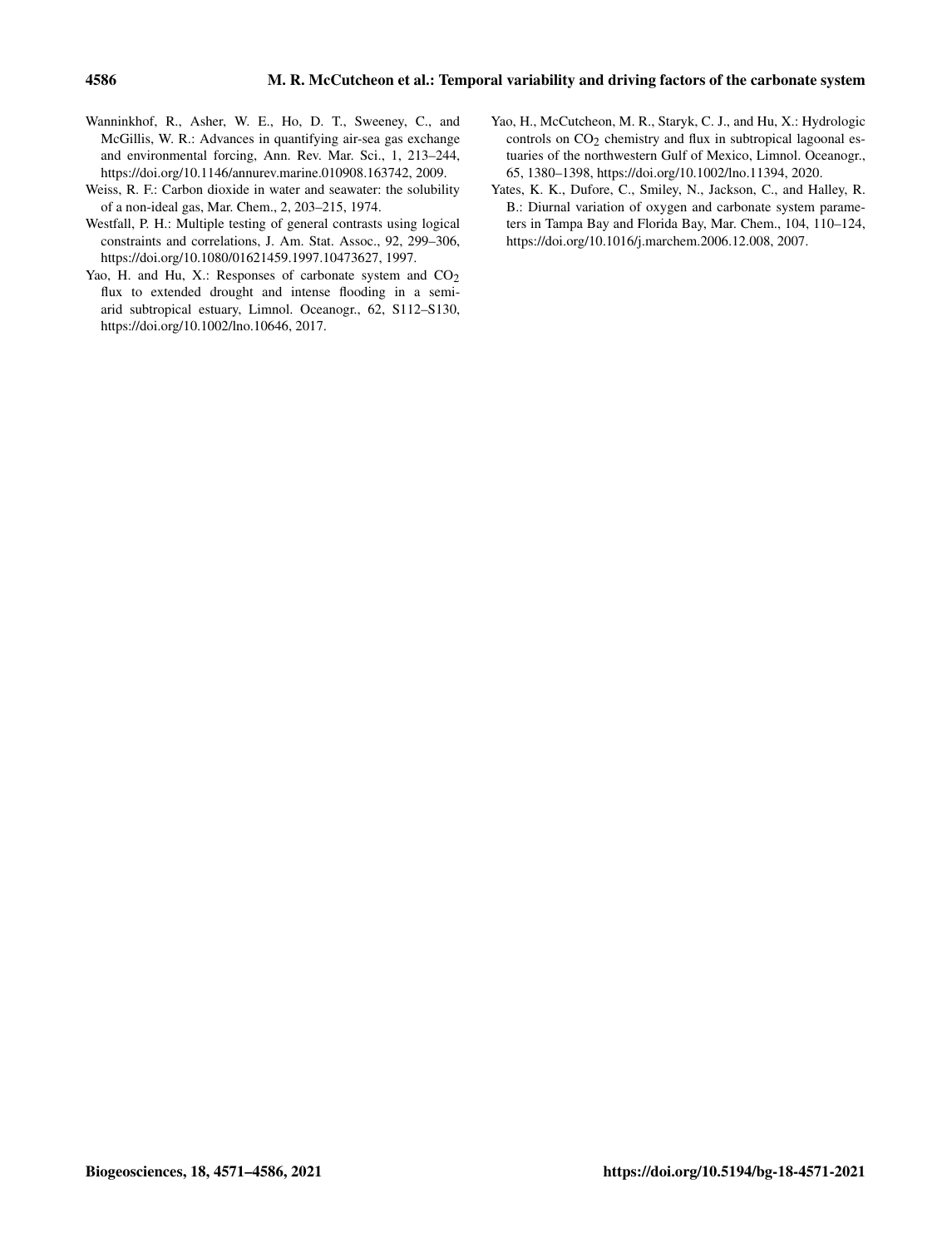Wanninkhof, R., Asher, W. E., Ho, D. T., Sweeney, C., and McGillis, W. R.: Advances in quantifying air-sea gas exchange and environmental forcing, Ann. Rev. Mar. Sci., 1, 213–244, https://doi.org/10.1146/annurev.marine.010908.163742, 2009.

Weiss, R. F.: Carbon dioxide in water and seawater: the solubility of a non-ideal gas, Mar. Chem., 2, 203–215, 1974.

Westfall, P. H.: Multiple testing of general contrasts using logical constraints and correlations, J. Am. Stat. Assoc., 92, 299–306, https://doi.org/10.1080/01621459.1997.10473627, 1997.

Yao, H. and Hu, X.: Responses of carbonate system and $CO_2$ flux to extended drought and intense flooding in a semi-arid subtropical estuary, Limnol. Oceanogr., 62, S112–S130, https://doi.org/10.1002/lno.10646, 2017.

Yao, H., McCutcheon, M. R., Staryk, C. J., and Hu, X.: Hydrologic controls on $CO_2$ chemistry and flux in subtropical lagoonal estuaries of the northwestern Gulf of Mexico, Limnol. Oceanogr., 65, 1380–1398, https://doi.org/10.1002/lno.11394, 2020.

Yates, K. K., Dufore, C., Smiley, N., Jackson, C., and Halley, R. B.: Diurnal variation of oxygen and carbonate system parameters in Tampa Bay and Florida Bay, Mar. Chem., 104, 110–124, https://doi.org/10.1016/j.marchem.2006.12.008, 2007.